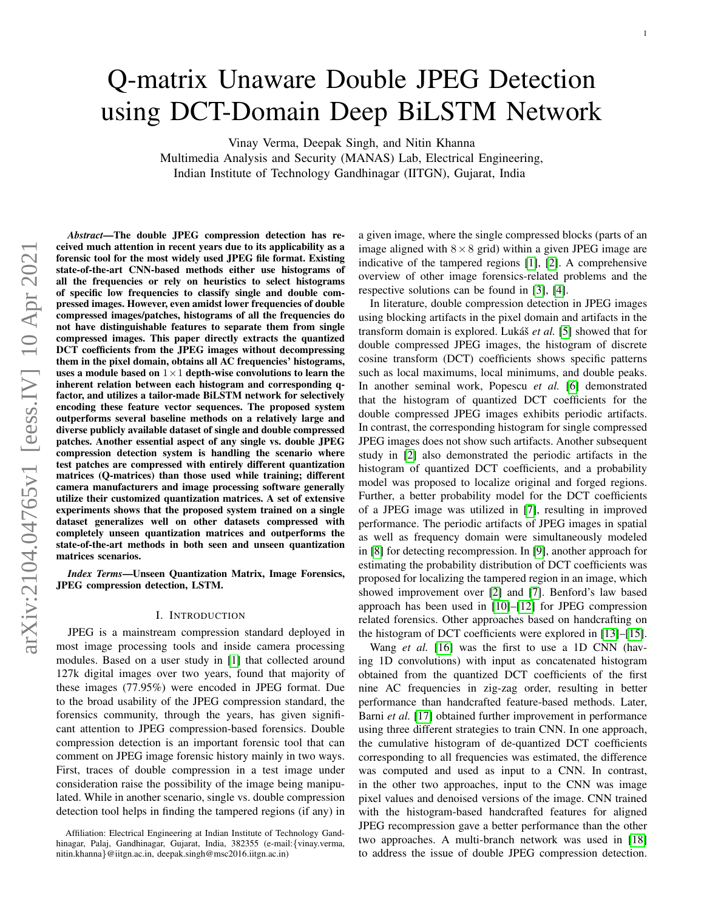# Q-matrix Unaware Double JPEG Detection using DCT-Domain Deep BiLSTM Network

Vinay Verma, Deepak Singh, and Nitin Khanna

Multimedia Analysis and Security (MANAS) Lab, Electrical Engineering,
Indian Institute of Technology Gandhinagar (IITGN), Gujarat, India

***Abstract*—The double JPEG compression detection has received much attention in recent years due to its applicability as a forensic tool for the most widely used JPEG file format. Existing state-of-the-art CNN-based methods either use histograms of all the frequencies or rely on heuristics to select histograms of specific low frequencies to classify single and double compressed images. However, even amidst lower frequencies of double compressed images/patches, histograms of all the frequencies do not have distinguishable features to separate them from single compressed images. This paper directly extracts the quantized DCT coefficients from the JPEG images without decompressing them in the pixel domain, obtains all AC frequencies' histograms, uses a module based on $1 \times 1$ depth-wise convolutions to learn the inherent relation between each histogram and corresponding q-factor, and utilizes a tailor-made BiLSTM network for selectively encoding these feature vector sequences. The proposed system outperforms several baseline methods on a relatively large and diverse publicly available dataset of single and double compressed patches. Another essential aspect of any single vs. double JPEG compression detection system is handling the scenario where test patches are compressed with entirely different quantization matrices (Q-matrices) than those used while training; different camera manufacturers and image processing software generally utilize their customized quantization matrices. A set of extensive experiments shows that the proposed system trained on a single dataset generalizes well on other datasets compressed with completely unseen quantization matrices and outperforms the state-of-the-art methods in both seen and unseen quantization matrices scenarios.**

***Index Terms*—Unseen Quantization Matrix, Image Forensics, JPEG compression detection, LSTM.**

## I. Introduction

JPEG is a mainstream compression standard deployed in most image processing tools and inside camera processing modules. Based on a user study in [1] that collected around 127k digital images over two years, found that majority of these images (77.95%) were encoded in JPEG format. Due to the broad usability of the JPEG compression standard, the forensics community, through the years, has given significant attention to JPEG compression-based forensics. Double compression detection is an important forensic tool that can comment on JPEG image forensic history mainly in two ways. First, traces of double compression in a test image under consideration raise the possibility of the image being manipulated. While in another scenario, single vs. double compression detection tool helps in finding the tampered regions (if any) in a given image, where the single compressed blocks (parts of an image aligned with $8 \times 8$ grid) within a given JPEG image are indicative of the tampered regions [1], [2]. A comprehensive overview of other image forensics-related problems and the respective solutions can be found in [3], [4].

In literature, double compression detection in JPEG images using blocking artifacts in the pixel domain and artifacts in the transform domain is explored. Lukáš *et al.* [5] showed that for double compressed JPEG images, the histogram of discrete cosine transform (DCT) coefficients shows specific patterns such as local maximums, local minimums, and double peaks. In another seminal work, Popescu *et al.* [6] demonstrated that the histogram of quantized DCT coefficients for the double compressed JPEG images exhibits periodic artifacts. In contrast, the corresponding histogram for single compressed JPEG images does not show such artifacts. Another subsequent study in [2] also demonstrated the periodic artifacts in the histogram of quantized DCT coefficients, and a probability model was proposed to localize original and forged regions. Further, a better probability model for the DCT coefficients of a JPEG image was utilized in [7], resulting in improved performance. The periodic artifacts of JPEG images in spatial as well as frequency domain were simultaneously modeled in [8] for detecting recompression. In [9], another approach for estimating the probability distribution of DCT coefficients was proposed for localizing the tampered region in an image, which showed improvement over [2] and [7]. Benford's law based approach has been used in [10]–[12] for JPEG compression related forensics. Other approaches based on handcrafting on the histogram of DCT coefficients were explored in [13]–[15].

Wang *et al.* [16] was the first to use a 1D CNN (having 1D convolutions) with input as concatenated histogram obtained from the quantized DCT coefficients of the first nine AC frequencies in zig-zag order, resulting in better performance than handcrafted feature-based methods. Later, Barni *et al.* [17] obtained further improvement in performance using three different strategies to train CNN. In one approach, the cumulative histogram of de-quantized DCT coefficients corresponding to all frequencies was estimated, the difference was computed and used as input to a CNN. In contrast, in the other two approaches, input to the CNN was image pixel values and denoised versions of the image. CNN trained with the histogram-based handcrafted features for aligned JPEG recompression gave a better performance than the other two approaches. A multi-branch network was used in [18] to address the issue of double JPEG compression detection.

Affiliation: Electrical Engineering at Indian Institute of Technology Gandhinagar, Palaj, Gandhinagar, Gujarat, India, 382355 (e-mail:{vinay.verma, nitin.khanna}@iitgn.ac.in, deepak.singh@msc2016.iitgn.ac.in)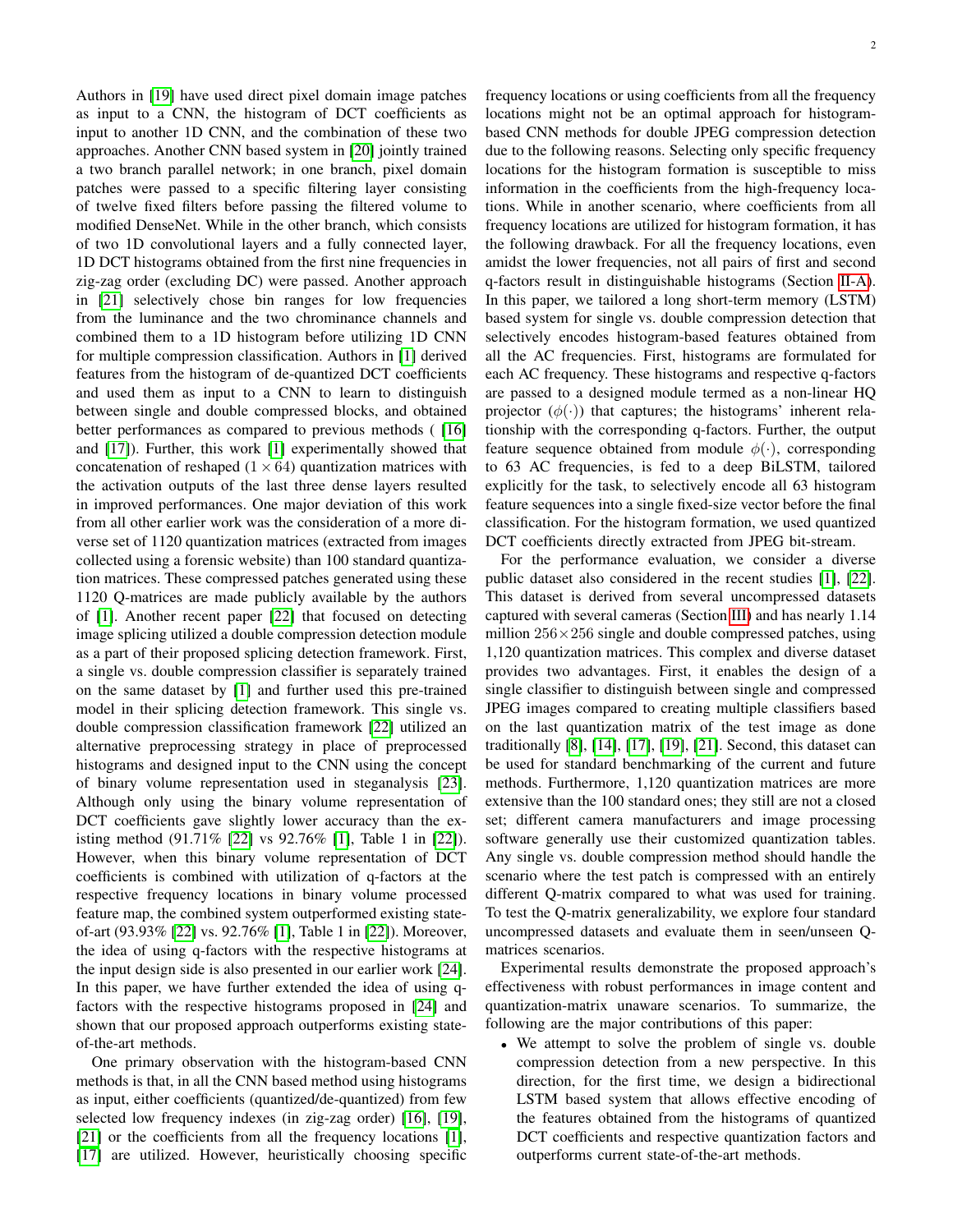Authors in [19] have used direct pixel domain image patches as input to a CNN, the histogram of DCT coefficients as input to another 1D CNN, and the combination of these two approaches. Another CNN based system in [20] jointly trained a two branch parallel network; in one branch, pixel domain patches were passed to a specific filtering layer consisting of twelve fixed filters before passing the filtered volume to modified DenseNet. While in the other branch, which consists of two 1D convolutional layers and a fully connected layer, 1D DCT histograms obtained from the first nine frequencies in zig-zag order (excluding DC) were passed. Another approach in [21] selectively chose bin ranges for low frequencies from the luminance and the two chrominance channels and combined them to a 1D histogram before utilizing 1D CNN for multiple compression classification. Authors in [1] derived features from the histogram of de-quantized DCT coefficients and used them as input to a CNN to learn to distinguish between single and double compressed blocks, and obtained better performances as compared to previous methods ( [16] and [17]). Further, this work [1] experimentally showed that concatenation of reshaped ($1 \times 64$) quantization matrices with the activation outputs of the last three dense layers resulted in improved performances. One major deviation of this work from all other earlier work was the consideration of a more diverse set of 1120 quantization matrices (extracted from images collected using a forensic website) than 100 standard quantization matrices. These compressed patches generated using these 1120 Q-matrices are made publicly available by the authors of [1]. Another recent paper [22] that focused on detecting image splicing utilized a double compression detection module as a part of their proposed splicing detection framework. First, a single vs. double compression classifier is separately trained on the same dataset by [1] and further used this pre-trained model in their splicing detection framework. This single vs. double compression classification framework [22] utilized an alternative preprocessing strategy in place of preprocessed histograms and designed input to the CNN using the concept of binary volume representation used in steganalysis [23]. Although only using the binary volume representation of DCT coefficients gave slightly lower accuracy than the existing method (91.71% [22] vs 92.76% [1], Table 1 in [22]). However, when this binary volume representation of DCT coefficients is combined with utilization of q-factors at the respective frequency locations in binary volume processed feature map, the combined system outperformed existing state-of-art (93.93% [22] vs. 92.76% [1], Table 1 in [22]). Moreover, the idea of using q-factors with the respective histograms at the input design side is also presented in our earlier work [24]. In this paper, we have further extended the idea of using q-factors with the respective histograms proposed in [24] and shown that our proposed approach outperforms existing state-of-the-art methods.

One primary observation with the histogram-based CNN methods is that, in all the CNN based method using histograms as input, either coefficients (quantized/de-quantized) from few selected low frequency indexes (in zig-zag order) [16], [19], [21] or the coefficients from all the frequency locations [1], [17] are utilized. However, heuristically choosing specific frequency locations or using coefficients from all the frequency locations might not be an optimal approach for histogram-based CNN methods for double JPEG compression detection due to the following reasons. Selecting only specific frequency locations for the histogram formation is susceptible to miss information in the coefficients from the high-frequency locations. While in another scenario, where coefficients from all frequency locations are utilized for histogram formation, it has the following drawback. For all the frequency locations, even amidst the lower frequencies, not all pairs of first and second q-factors result in distinguishable histograms (Section II-A). In this paper, we tailored a long short-term memory (LSTM) based system for single vs. double compression detection that selectively encodes histogram-based features obtained from all the AC frequencies. First, histograms are formulated for each AC frequency. These histograms and respective q-factors are passed to a designed module termed as a non-linear HQ projector ($\phi(\cdot)$) that captures; the histograms' inherent relationship with the corresponding q-factors. Further, the output feature sequence obtained from module $\phi(\cdot)$, corresponding to 63 AC frequencies, is fed to a deep BiLSTM, tailored explicitly for the task, to selectively encode all 63 histogram feature sequences into a single fixed-size vector before the final classification. For the histogram formation, we used quantized DCT coefficients directly extracted from JPEG bit-stream.

For the performance evaluation, we consider a diverse public dataset also considered in the recent studies [1], [22]. This dataset is derived from several uncompressed datasets captured with several cameras (Section III) and has nearly 1.14 million $256 \times 256$ single and double compressed patches, using 1,120 quantization matrices. This complex and diverse dataset provides two advantages. First, it enables the design of a single classifier to distinguish between single and compressed JPEG images compared to creating multiple classifiers based on the last quantization matrix of the test image as done traditionally [8], [14], [17], [19], [21]. Second, this dataset can be used for standard benchmarking of the current and future methods. Furthermore, 1,120 quantization matrices are more extensive than the 100 standard ones; they still are not a closed set; different camera manufacturers and image processing software generally use their customized quantization tables. Any single vs. double compression method should handle the scenario where the test patch is compressed with an entirely different Q-matrix compared to what was used for training. To test the Q-matrix generalizability, we explore four standard uncompressed datasets and evaluate them in seen/unseen Q-matrices scenarios.

Experimental results demonstrate the proposed approach's effectiveness with robust performances in image content and quantization-matrix unaware scenarios. To summarize, the following are the major contributions of this paper:

- We attempt to solve the problem of single vs. double compression detection from a new perspective. In this direction, for the first time, we design a bidirectional LSTM based system that allows effective encoding of the features obtained from the histograms of quantized DCT coefficients and respective quantization factors and outperforms current state-of-the-art methods.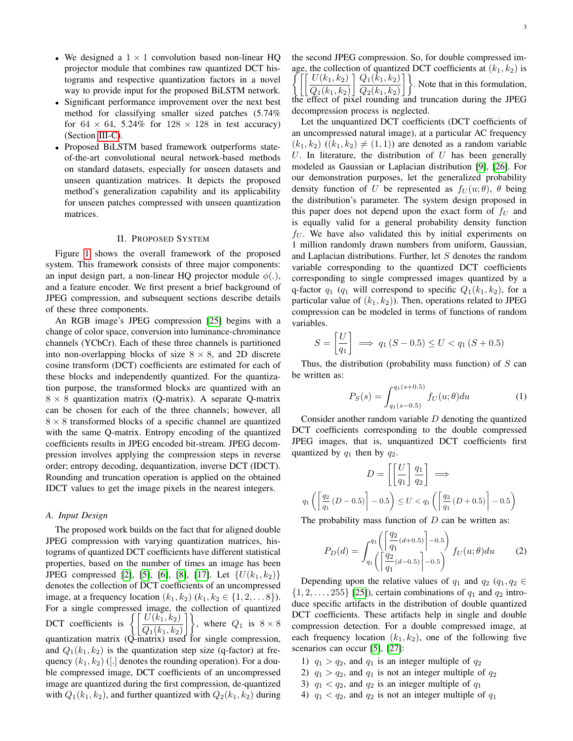- We designed a $1 \times 1$ convolution based non-linear HQ projector module that combines raw quantized DCT histograms and respective quantization factors in a novel way to provide input for the proposed BiLSTM network.
- Significant performance improvement over the next best method for classifying smaller sized patches (5.74% for $64 \times 64$, 5.24% for $128 \times 128$ in test accuracy) (Section III-C).
- Proposed BiLSTM based framework outperforms state-of-the-art convolutional neural network-based methods on standard datasets, especially for unseen datasets and unseen quantization matrices. It depicts the proposed method's generalization capability and its applicability for unseen patches compressed with unseen quantization matrices.

## II. Proposed System

Figure 1 shows the overall framework of the proposed system. This framework consists of three major components: an input design part, a non-linear HQ projector module $\phi(.)$, and a feature encoder. We first present a brief background of JPEG compression, and subsequent sections describe details of these three components.

An RGB image's JPEG compression [25] begins with a change of color space, conversion into luminance-chrominance channels (YCbCr). Each of these three channels is partitioned into non-overlapping blocks of size $8 \times 8$, and 2D discrete cosine transform (DCT) coefficients are estimated for each of these blocks and independently quantized. For the quantization purpose, the transformed blocks are quantized with an $8 \times 8$ quantization matrix (Q-matrix). A separate Q-matrix can be chosen for each of the three channels; however, all $8 \times 8$ transformed blocks of a specific channel are quantized with the same Q-matrix. Entropy encoding of the quantized coefficients results in JPEG encoded bit-stream. JPEG decompression involves applying the compression steps in reverse order; entropy decoding, dequantization, inverse DCT (IDCT). Rounding and truncation operation is applied on the obtained IDCT values to get the image pixels in the nearest integers.

### A. Input Design

The proposed work builds on the fact that for aligned double JPEG compression with varying quantization matrices, histograms of quantized DCT coefficients have different statistical properties, based on the number of times an image has been JPEG compressed [2], [5], [6], [8], [17]. Let $\{U(k_1, k_2)\}$ denotes the collection of DCT coefficients of an uncompressed image, at a frequency location $(k_1, k_2)$ $(k_1, k_2 \in \{1, 2, \ldots 8\})$. For a single compressed image, the collection of quantized DCT coefficients is $\left\{\left[\dfrac{U(k_1,k_2)}{Q_1(k_1,k_2)}\right]\right\}$, where $Q_1$ is $8 \times 8$ quantization matrix (Q-matrix) used for single compression, and $Q_1(k_1, k_2)$ is the quantization step size (q-factor) at frequency $(k_1, k_2)$ ([.] denotes the rounding operation). For a double compressed image, DCT coefficients of an uncompressed image are quantized during the first compression, de-quantized with $Q_1(k_1, k_2)$, and further quantized with $Q_2(k_1, k_2)$ during the second JPEG compression. So, for double compressed image, the collection of quantized DCT coefficients at $(k_1, k_2)$ is $\left\{\left[\left[\dfrac{U(k_1,k_2)}{Q_1(k_1,k_2)}\right]\dfrac{Q_1(k_1,k_2)}{Q_2(k_1,k_2)}\right]\right\}$. Note that in this formulation, the effect of pixel rounding and truncation during the JPEG decompression process is neglected.

Let the unquantized DCT coefficients (DCT coefficients of an uncompressed natural image), at a particular AC frequency $(k_1, k_2)$ $((k_1, k_2) \neq (1, 1))$ are denoted as a random variable $U$. In literature, the distribution of $U$ has been generally modeled as Gaussian or Laplacian distribution [9], [26]. For our demonstration purposes, let the generalized probability density function of $U$ be represented as $f_U(u; \theta)$, $\theta$ being the distribution's parameter. The system design proposed in this paper does not depend upon the exact form of $f_U$ and is equally valid for a general probability density function $f_U$. We have also validated this by initial experiments on 1 million randomly drawn numbers from uniform, Gaussian, and Laplacian distributions. Further, let $S$ denotes the random variable corresponding to the quantized DCT coefficients corresponding to single compressed images quantized by a q-factor $q_1$ ($q_1$ will correspond to specific $Q_1(k_1, k_2)$, for a particular value of $(k_1, k_2)$). Then, operations related to JPEG compression can be modeled in terms of functions of random variables.

$$S = \left[\frac{U}{q_1}\right] \implies q_1\,(S - 0.5) \leq U < q_1\,(S + 0.5)$$

Thus, the distribution (probability mass function) of $S$ can be written as:

$$P_S(s) = \int_{q_1(s-0.5)}^{q_1(s+0.5)} f_U(u; \theta) du \tag{1}$$

Consider another random variable $D$ denoting the quantized DCT coefficients corresponding to the double compressed JPEG images, that is, unquantized DCT coefficients first quantized by $q_1$ then by $q_2$.

$$D = \left[\left[\frac{U}{q_1}\right]\frac{q_1}{q_2}\right] \implies$$

$$q_1\left(\left\lceil \frac{q_2}{q_1}(D - 0.5)\right\rceil - 0.5\right) \leq U < q_1\left(\left\lceil \frac{q_2}{q_1}(D + 0.5)\right\rceil - 0.5\right)$$

The probability mass function of $D$ can be written as:

$$P_D(d) = \int_{q_1\left(\left\lceil \frac{q_2}{q_1}(d-0.5)\right\rceil - 0.5\right)}^{q_1\left(\left\lceil \frac{q_2}{q_1}(d+0.5)\right\rceil - 0.5\right)} f_U(u; \theta) du \tag{2}$$

Depending upon the relative values of $q_1$ and $q_2$ ($q_1, q_2 \in \{1, 2, \ldots, 255\}$ [25]), certain combinations of $q_1$ and $q_2$ introduce specific artifacts in the distribution of double quantized DCT coefficients. These artifacts help in single and double compression detection. For a double compressed image, at each frequency location $(k_1, k_2)$, one of the following five scenarios can occur [5], [27]:

1) $q_1 > q_2$, and $q_1$ is an integer multiple of $q_2$
2) $q_1 > q_2$, and $q_1$ is not an integer multiple of $q_2$
3) $q_1 < q_2$, and $q_2$ is an integer multiple of $q_1$
4) $q_1 < q_2$, and $q_2$ is not an integer multiple of $q_1$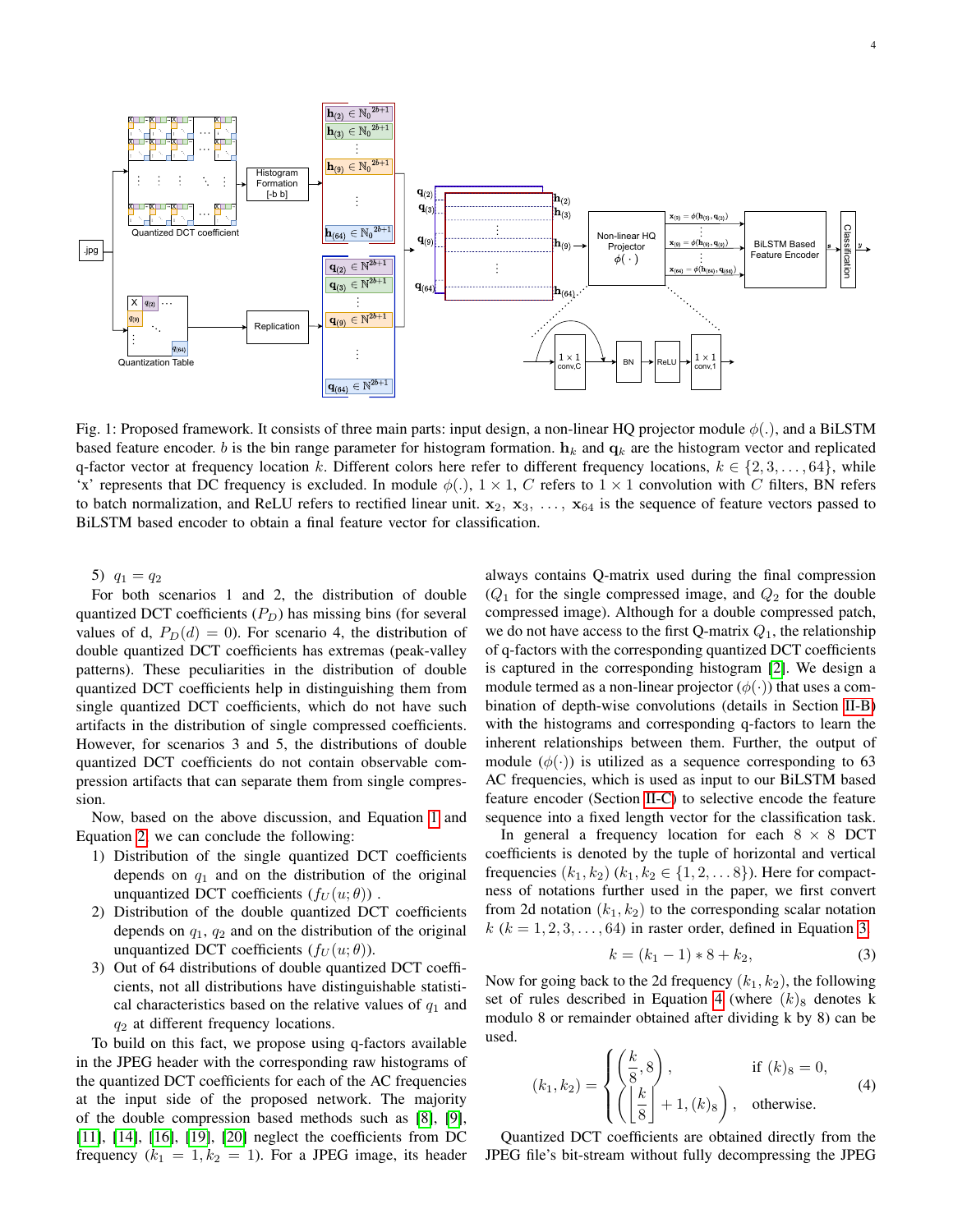Fig. 1: Proposed framework. It consists of three main parts: input design, a non-linear HQ projector module $\phi(.)$, and a BiLSTM based feature encoder. $b$ is the bin range parameter for histogram formation. $\mathbf{h}_k$ and $\mathbf{q}_k$ are the histogram vector and replicated q-factor vector at frequency location $k$. Different colors here refer to different frequency locations, $k \in \{2, 3, \ldots, 64\}$, while 'x' represents that DC frequency is excluded. In module $\phi(.)$, $1 \times 1$, $C$ refers to $1 \times 1$ convolution with $C$ filters, BN refers to batch normalization, and ReLU refers to rectified linear unit. $\mathbf{x}_2$, $\mathbf{x}_3$, $\ldots$, $\mathbf{x}_{64}$ is the sequence of feature vectors passed to BiLSTM based encoder to obtain a final feature vector for classification.

5) $q_1 = q_2$

For both scenarios 1 and 2, the distribution of double quantized DCT coefficients ($P_D$) has missing bins (for several values of d, $P_D(d) = 0$). For scenario 4, the distribution of double quantized DCT coefficients has extremas (peak-valley patterns). These peculiarities in the distribution of double quantized DCT coefficients help in distinguishing them from single quantized DCT coefficients, which do not have such artifacts in the distribution of single compressed coefficients. However, for scenarios 3 and 5, the distributions of double quantized DCT coefficients do not contain observable compression artifacts that can separate them from single compression.

Now, based on the above discussion, and Equation 1 and Equation 2, we can conclude the following:

1) Distribution of the single quantized DCT coefficients depends on $q_1$ and on the distribution of the original unquantized DCT coefficients ($f_U(u;\theta)$) .
2) Distribution of the double quantized DCT coefficients depends on $q_1$, $q_2$ and on the distribution of the original unquantized DCT coefficients ($f_U(u;\theta)$).
3) Out of 64 distributions of double quantized DCT coefficients, not all distributions have distinguishable statistical characteristics based on the relative values of $q_1$ and $q_2$ at different frequency locations.

To build on this fact, we propose using q-factors available in the JPEG header with the corresponding raw histograms of the quantized DCT coefficients for each of the AC frequencies at the input side of the proposed network. The majority of the double compression based methods such as [8], [9], [11], [14], [16], [19], [20] neglect the coefficients from DC frequency ($k_1 = 1, k_2 = 1$). For a JPEG image, its header always contains Q-matrix used during the final compression ($Q_1$ for the single compressed image, and $Q_2$ for the double compressed image). Although for a double compressed patch, we do not have access to the first Q-matrix $Q_1$, the relationship of q-factors with the corresponding quantized DCT coefficients is captured in the corresponding histogram [2]. We design a module termed as a non-linear projector ($\phi(\cdot)$) that uses a combination of depth-wise convolutions (details in Section II-B) with the histograms and corresponding q-factors to learn the inherent relationships between them. Further, the output of module ($\phi(\cdot)$) is utilized as a sequence corresponding to 63 AC frequencies, which is used as input to our BiLSTM based feature encoder (Section II-C) to selective encode the feature sequence into a fixed length vector for the classification task.

In general a frequency location for each $8 \times 8$ DCT coefficients is denoted by the tuple of horizontal and vertical frequencies $(k_1, k_2)$ ($k_1, k_2 \in \{1, 2, \ldots 8\}$). Here for compactness of notations further used in the paper, we first convert from 2d notation $(k_1, k_2)$ to the corresponding scalar notation $k$ ($k = 1, 2, 3, \ldots, 64$) in raster order, defined in Equation 3.

$$k = (k_1 - 1) * 8 + k_2, \tag{3}$$

Now for going back to the 2d frequency $(k_1, k_2)$, the following set of rules described in Equation 4 (where $(k)_8$ denotes k modulo 8 or remainder obtained after dividing k by 8) can be used.

$$(k_1, k_2) = \begin{cases} \left(\dfrac{k}{8}, 8\right), & \text{if } (k)_8 = 0, \\ \left(\left\lfloor \dfrac{k}{8} \right\rfloor + 1, (k)_8\right), & \text{otherwise.} \end{cases} \tag{4}$$

Quantized DCT coefficients are obtained directly from the JPEG file's bit-stream without fully decompressing the JPEG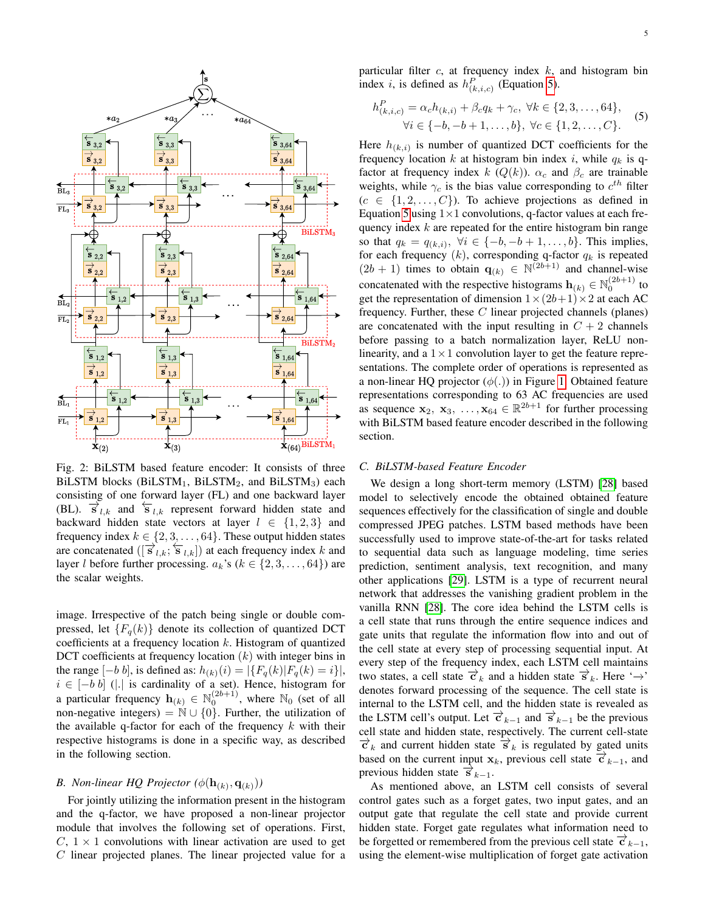Fig. 2: BiLSTM based feature encoder: It consists of three BiLSTM blocks (BiLSTM$_1$, BiLSTM$_2$, and BiLSTM$_3$) each consisting of one forward layer (FL) and one backward layer (BL). $\overrightarrow{\mathbf{s}}_{l,k}$ and $\overleftarrow{\mathbf{s}}_{l,k}$ represent forward hidden state and backward hidden state vectors at layer $l \in \{1, 2, 3\}$ and frequency index $k \in \{2, 3, \ldots, 64\}$. These output hidden states are concatenated ($[\overrightarrow{\mathbf{s}}_{l,k}; \overleftarrow{\mathbf{s}}_{l,k}]$) at each frequency index $k$ and layer $l$ before further processing. $a_k$'s ($k \in \{2, 3, \ldots, 64\}$) are the scalar weights.

image. Irrespective of the patch being single or double compressed, let $\{F_q(k)\}$ denote its collection of quantized DCT coefficients at a frequency location $k$. Histogram of quantized DCT coefficients at frequency location $(k)$ with integer bins in the range $[-b\ b]$, is defined as: $h_{(k)}(i) = |\{F_q(k)|F_q(k) = i\}|$, $i \in [-b\ b]$ ($|.|$ is cardinality of a set). Hence, histogram for a particular frequency $\mathbf{h}_{(k)} \in \mathbb{N}_0^{(2b+1)}$, where $\mathbb{N}_0$ (set of all non-negative integers) $= \mathbb{N} \cup \{0\}$. Further, the utilization of the available q-factor for each of the frequency $k$ with their respective histograms is done in a specific way, as described in the following section.

### B. Non-linear HQ Projector ($\phi(\mathbf{h}_{(k)}, \mathbf{q}_{(k)})$)

For jointly utilizing the information present in the histogram and the q-factor, we have proposed a non-linear projector module that involves the following set of operations. First, $C$, $1 \times 1$ convolutions with linear activation are used to get $C$ linear projected planes. The linear projected value for a particular filter $c$, at frequency index $k$, and histogram bin index $i$, is defined as $h^P_{(k,i,c)}$ (Equation 5).

$$h^P_{(k,i,c)} = \alpha_c h_{(k,i)} + \beta_c q_k + \gamma_c,\ \forall k \in \{2, 3, \ldots, 64\},\ \forall i \in \{-b, -b+1, \ldots, b\},\ \forall c \in \{1, 2, \ldots, C\}. \tag{5}$$

Here $h_{(k,i)}$ is number of quantized DCT coefficients for the frequency location $k$ at histogram bin index $i$, while $q_k$ is q-factor at frequency index $k$ ($Q(k)$). $\alpha_c$ and $\beta_c$ are trainable weights, while $\gamma_c$ is the bias value corresponding to $c^{th}$ filter ($c \in \{1, 2, \ldots, C\}$). To achieve projections as defined in Equation 5 using $1 \times 1$ convolutions, q-factor values at each frequency index $k$ are repeated for the entire histogram bin range so that $q_k = q_{(k,i)}$, $\forall i \in \{-b, -b+1, \ldots, b\}$. This implies, for each frequency $(k)$, corresponding q-factor $q_k$ is repeated $(2b+1)$ times to obtain $\mathbf{q}_{(k)} \in \mathbb{N}^{(2b+1)}$ and channel-wise concatenated with the respective histograms $\mathbf{h}_{(k)} \in \mathbb{N}_0^{(2b+1)}$ to get the representation of dimension $1 \times (2b+1) \times 2$ at each AC frequency. Further, these $C$ linear projected channels (planes) are concatenated with the input resulting in $C + 2$ channels before passing to a batch normalization layer, ReLU non-linearity, and a $1 \times 1$ convolution layer to get the feature representations. The complete order of operations is represented as a non-linear HQ projector ($\phi(.)$) in Figure 1. Obtained feature representations corresponding to 63 AC frequencies are used as sequence $\mathbf{x}_2,\ \mathbf{x}_3,\ \ldots, \mathbf{x}_{64} \in \mathbb{R}^{2b+1}$ for further processing with BiLSTM based feature encoder described in the following section.

### C. BiLSTM-based Feature Encoder

We design a long short-term memory (LSTM) [28] based model to selectively encode the obtained obtained feature sequences effectively for the classification of single and double compressed JPEG patches. LSTM based methods have been successfully used to improve state-of-the-art for tasks related to sequential data such as language modeling, time series prediction, sentiment analysis, text recognition, and many other applications [29]. LSTM is a type of recurrent neural network that addresses the vanishing gradient problem in the vanilla RNN [28]. The core idea behind the LSTM cells is a cell state that runs through the entire sequence indices and gate units that regulate the information flow into and out of the cell state at every step of processing sequential input. At every step of the frequency index, each LSTM cell maintains two states, a cell state $\overrightarrow{\mathbf{c}}_k$ and a hidden state $\overrightarrow{\mathbf{s}}_k$. Here '$\rightarrow$' denotes forward processing of the sequence. The cell state is internal to the LSTM cell, and the hidden state is revealed as the LSTM cell's output. Let $\overrightarrow{\mathbf{c}}_{k-1}$ and $\overrightarrow{\mathbf{s}}_{k-1}$ be the previous cell state and hidden state, respectively. The current cell-state $\overrightarrow{\mathbf{c}}_k$ and current hidden state $\overrightarrow{\mathbf{s}}_k$ is regulated by gated units based on the current input $\mathbf{x}_k$, previous cell state $\overrightarrow{\mathbf{c}}_{k-1}$, and previous hidden state $\overrightarrow{\mathbf{s}}_{k-1}$.

As mentioned above, an LSTM cell consists of several control gates such as a forget gates, two input gates, and an output gate that regulate the cell state and provide current hidden state. Forget gate regulates what information need to be forgetted or remembered from the previous cell state $\overrightarrow{\mathbf{c}}_{k-1}$, using the element-wise multiplication of forget gate activation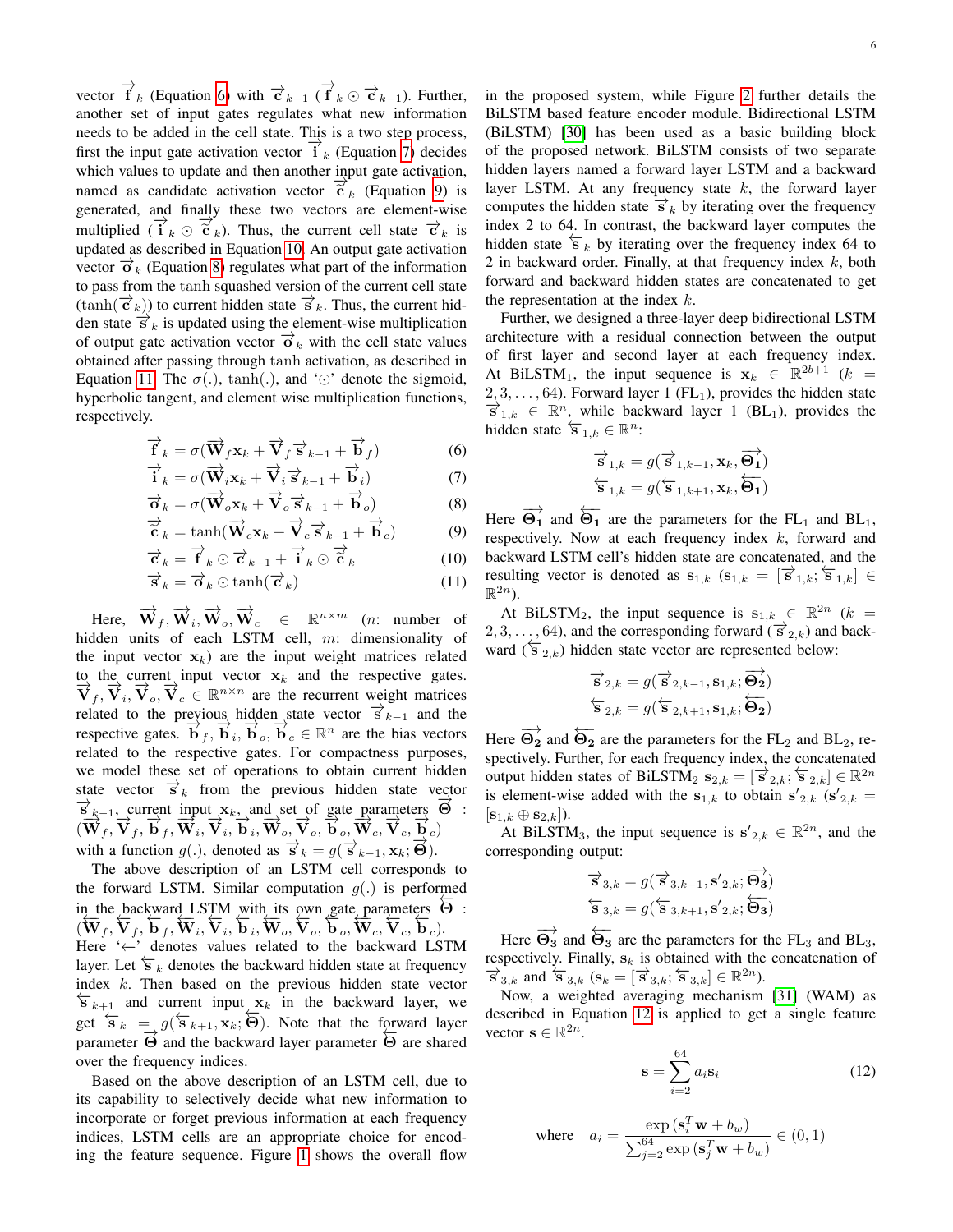vector $\overrightarrow{\mathbf{f}}_k$ (Equation 6) with $\overrightarrow{\mathbf{c}}_{k-1}$ ($\overrightarrow{\mathbf{f}}_k \odot \overrightarrow{\mathbf{c}}_{k-1}$). Further, another set of input gates regulates what new information needs to be added in the cell state. This is a two step process, first the input gate activation vector $\overrightarrow{\mathbf{i}}_k$ (Equation 7) decides which values to update and then another input gate activation, named as candidate activation vector $\overrightarrow{\tilde{\mathbf{c}}}_k$ (Equation 9) is generated, and finally these two vectors are element-wise multiplied ($\overrightarrow{\mathbf{i}}_k \odot \overrightarrow{\tilde{\mathbf{c}}}_k$). Thus, the current cell state $\overrightarrow{\mathbf{c}}_k$ is updated as described in Equation 10. An output gate activation vector $\overrightarrow{\mathbf{o}}_k$ (Equation 8) regulates what part of the information to pass from the tanh squashed version of the current cell state ($\tanh(\overrightarrow{\mathbf{c}}_k)$) to current hidden state $\overrightarrow{\mathbf{s}}_k$. Thus, the current hidden state $\overrightarrow{\mathbf{s}}_k$ is updated using the element-wise multiplication of output gate activation vector $\overrightarrow{\mathbf{o}}_k$ with the cell state values obtained after passing through tanh activation, as described in Equation 11. The $\sigma(.)$, $\tanh(.)$, and '$\odot$' denote the sigmoid, hyperbolic tangent, and element wise multiplication functions, respectively.

$$\overrightarrow{\mathbf{f}}_k = \sigma(\overrightarrow{\mathbf{W}}_f \mathbf{x}_k + \overrightarrow{\mathbf{V}}_f \overrightarrow{\mathbf{s}}_{k-1} + \overrightarrow{\mathbf{b}}_f) \tag{6}$$

$$\overrightarrow{\mathbf{i}}_k = \sigma(\overrightarrow{\mathbf{W}}_i \mathbf{x}_k + \overrightarrow{\mathbf{V}}_i \overrightarrow{\mathbf{s}}_{k-1} + \overrightarrow{\mathbf{b}}_i) \tag{7}$$

$$\overrightarrow{\mathbf{o}}_k = \sigma(\overrightarrow{\mathbf{W}}_o \mathbf{x}_k + \overrightarrow{\mathbf{V}}_o \overrightarrow{\mathbf{s}}_{k-1} + \overrightarrow{\mathbf{b}}_o) \tag{8}$$

$$\overrightarrow{\tilde{\mathbf{c}}}_k = \tanh(\overrightarrow{\mathbf{W}}_c \mathbf{x}_k + \overrightarrow{\mathbf{V}}_c \overrightarrow{\mathbf{s}}_{k-1} + \overrightarrow{\mathbf{b}}_c) \tag{9}$$

$$\overrightarrow{\mathbf{c}}_k = \overrightarrow{\mathbf{f}}_k \odot \overrightarrow{\mathbf{c}}_{k-1} + \overrightarrow{\mathbf{i}}_k \odot \overrightarrow{\tilde{\mathbf{c}}}_k \tag{10}$$

$$\overrightarrow{\mathbf{s}}_k = \overrightarrow{\mathbf{o}}_k \odot \tanh(\overrightarrow{\mathbf{c}}_k) \tag{11}$$

Here, $\overrightarrow{\mathbf{W}}_f, \overrightarrow{\mathbf{W}}_i, \overrightarrow{\mathbf{W}}_o, \overrightarrow{\mathbf{W}}_c \in \mathbb{R}^{n \times m}$ ($n$: number of hidden units of each LSTM cell, $m$: dimensionality of the input vector $\mathbf{x}_k$) are the input weight matrices related to the current input vector $\mathbf{x}_k$ and the respective gates. $\overrightarrow{\mathbf{V}}_f, \overrightarrow{\mathbf{V}}_i, \overrightarrow{\mathbf{V}}_o, \overrightarrow{\mathbf{V}}_c \in \mathbb{R}^{n \times n}$ are the recurrent weight matrices related to the previous hidden state vector $\overrightarrow{\mathbf{s}}_{k-1}$ and the respective gates. $\overrightarrow{\mathbf{b}}_f, \overrightarrow{\mathbf{b}}_i, \overrightarrow{\mathbf{b}}_o, \overrightarrow{\mathbf{b}}_c \in \mathbb{R}^n$ are the bias vectors related to the respective gates. For compactness purposes, we model these set of operations to obtain current hidden state vector $\overrightarrow{\mathbf{s}}_k$ from the previous hidden state vector $\overrightarrow{\mathbf{s}}_{k-1}$, current input $\mathbf{x}_k$, and set of gate parameters $\overrightarrow{\mathbf{\Theta}}$ : $(\overrightarrow{\mathbf{W}}_f, \overrightarrow{\mathbf{V}}_f, \overrightarrow{\mathbf{b}}_f, \overrightarrow{\mathbf{W}}_i, \overrightarrow{\mathbf{V}}_i, \overrightarrow{\mathbf{b}}_i, \overrightarrow{\mathbf{W}}_o, \overrightarrow{\mathbf{V}}_o, \overrightarrow{\mathbf{b}}_o, \overrightarrow{\mathbf{W}}_c, \overrightarrow{\mathbf{V}}_c, \overrightarrow{\mathbf{b}}_c)$ with a function $g(.)$, denoted as $\overrightarrow{\mathbf{s}}_k = g(\overrightarrow{\mathbf{s}}_{k-1}, \mathbf{x}_k; \overrightarrow{\mathbf{\Theta}})$.

The above description of an LSTM cell corresponds to the forward LSTM. Similar computation $g(.)$ is performed in the backward LSTM with its own gate parameters $\overleftarrow{\mathbf{\Theta}}$ : $(\overleftarrow{\mathbf{W}}_f, \overleftarrow{\mathbf{V}}_f, \overleftarrow{\mathbf{b}}_f, \overleftarrow{\mathbf{W}}_i, \overleftarrow{\mathbf{V}}_i, \overleftarrow{\mathbf{b}}_i, \overleftarrow{\mathbf{W}}_o, \overleftarrow{\mathbf{V}}_o, \overleftarrow{\mathbf{b}}_o, \overleftarrow{\mathbf{W}}_c, \overleftarrow{\mathbf{V}}_c, \overleftarrow{\mathbf{b}}_c)$. Here '$\leftarrow$' denotes values related to the backward LSTM layer. Let $\overleftarrow{\mathbf{s}}_k$ denotes the backward hidden state at frequency index $k$. Then based on the previous hidden state vector $\overleftarrow{\mathbf{s}}_{k+1}$ and current input $\mathbf{x}_k$ in the backward layer, we get $\overleftarrow{\mathbf{s}}_k = g(\overleftarrow{\mathbf{s}}_{k+1}, \mathbf{x}_k; \overleftarrow{\mathbf{\Theta}})$. Note that the forward layer parameter $\overrightarrow{\mathbf{\Theta}}$ and the backward layer parameter $\overleftarrow{\mathbf{\Theta}}$ are shared over the frequency indices.

Based on the above description of an LSTM cell, due to its capability to selectively decide what new information to incorporate or forget previous information at each frequency indices, LSTM cells are an appropriate choice for encoding the feature sequence. Figure 1 shows the overall flow in the proposed system, while Figure 2 further details the BiLSTM based feature encoder module. Bidirectional LSTM (BiLSTM) [30] has been used as a basic building block of the proposed network. BiLSTM consists of two separate hidden layers named a forward layer LSTM and a backward layer LSTM. At any frequency state $k$, the forward layer computes the hidden state $\overrightarrow{\mathbf{s}}_k$ by iterating over the frequency index 2 to 64. In contrast, the backward layer computes the hidden state $\overleftarrow{\mathbf{s}}_k$ by iterating over the frequency index 64 to 2 in backward order. Finally, at that frequency index $k$, both forward and backward hidden states are concatenated to get the representation at the index $k$.

Further, we designed a three-layer deep bidirectional LSTM architecture with a residual connection between the output of first layer and second layer at each frequency index. At BiLSTM$_1$, the input sequence is $\mathbf{x}_k \in \mathbb{R}^{2b+1}$ ($k = 2, 3, \ldots, 64$). Forward layer 1 (FL$_1$), provides the hidden state $\overrightarrow{\mathbf{s}}_{1,k} \in \mathbb{R}^n$, while backward layer 1 (BL$_1$), provides the hidden state $\overleftarrow{\mathbf{s}}_{1,k} \in \mathbb{R}^n$:

$$\overrightarrow{\mathbf{s}}_{1,k} = g(\overrightarrow{\mathbf{s}}_{1,k-1}, \mathbf{x}_k, \overrightarrow{\mathbf{\Theta_1}})$$

$$\overleftarrow{\mathbf{s}}_{1,k} = g(\overleftarrow{\mathbf{s}}_{1,k+1}, \mathbf{x}_k, \overleftarrow{\mathbf{\Theta_1}})$$

Here $\overrightarrow{\mathbf{\Theta_1}}$ and $\overleftarrow{\mathbf{\Theta_1}}$ are the parameters for the FL$_1$ and BL$_1$, respectively. Now at each frequency index $k$, forward and backward LSTM cell's hidden state are concatenated, and the resulting vector is denoted as $\mathbf{s}_{1,k}$ ($\mathbf{s}_{1,k} = [\overrightarrow{\mathbf{s}}_{1,k}; \overleftarrow{\mathbf{s}}_{1,k}] \in \mathbb{R}^{2n}$).

At BiLSTM$_2$, the input sequence is $\mathbf{s}_{1,k} \in \mathbb{R}^{2n}$ ($k = 2, 3, \ldots, 64$), and the corresponding forward ($\overrightarrow{\mathbf{s}}_{2,k}$) and backward ($\overleftarrow{\mathbf{s}}_{2,k}$) hidden state vector are represented below:

$$\overrightarrow{\mathbf{s}}_{2,k} = g(\overrightarrow{\mathbf{s}}_{2,k-1}, \mathbf{s}_{1,k}; \overrightarrow{\mathbf{\Theta_2}})$$

$$\overleftarrow{\mathbf{s}}_{2,k} = g(\overleftarrow{\mathbf{s}}_{2,k+1}, \mathbf{s}_{1,k}; \overleftarrow{\mathbf{\Theta_2}})$$

Here $\overrightarrow{\mathbf{\Theta_2}}$ and $\overleftarrow{\mathbf{\Theta_2}}$ are the parameters for the FL$_2$ and BL$_2$, respectively. Further, for each frequency index, the concatenated output hidden states of BiLSTM$_2$ $\mathbf{s}_{2,k} = [\overrightarrow{\mathbf{s}}_{2,k}; \overleftarrow{\mathbf{s}}_{2,k}] \in \mathbb{R}^{2n}$ is element-wise added with the $\mathbf{s}_{1,k}$ to obtain $\mathbf{s}'_{2,k}$ ($\mathbf{s}'_{2,k} = [\mathbf{s}_{1,k} \oplus \mathbf{s}_{2,k}]$).

At BiLSTM$_3$, the input sequence is $\mathbf{s}'_{2,k} \in \mathbb{R}^{2n}$, and the corresponding output:

$$\overrightarrow{\mathbf{s}}_{3,k} = g(\overrightarrow{\mathbf{s}}_{3,k-1}, \mathbf{s}'_{2,k}; \overrightarrow{\mathbf{\Theta_3}})$$

$$\overleftarrow{\mathbf{s}}_{3,k} = g(\overleftarrow{\mathbf{s}}_{3,k+1}, \mathbf{s}'_{2,k}; \overleftarrow{\mathbf{\Theta_3}})$$

Here $\overrightarrow{\mathbf{\Theta_3}}$ and $\overleftarrow{\mathbf{\Theta_3}}$ are the parameters for the FL$_3$ and BL$_3$, respectively. Finally, $\mathbf{s}_k$ is obtained with the concatenation of $\overrightarrow{\mathbf{s}}_{3,k}$ and $\overleftarrow{\mathbf{s}}_{3,k}$ ($\mathbf{s}_k = [\overrightarrow{\mathbf{s}}_{3,k}; \overleftarrow{\mathbf{s}}_{3,k}] \in \mathbb{R}^{2n}$).

Now, a weighted averaging mechanism [31] (WAM) as described in Equation 12 is applied to get a single feature vector $\mathbf{s} \in \mathbb{R}^{2n}$.

$$\mathbf{s} = \sum_{i=2}^{64} a_i \mathbf{s}_i \tag{12}$$

$$\text{where} \quad a_i = \frac{\exp(\mathbf{s}_i^T \mathbf{w} + b_w)}{\sum_{j=2}^{64} \exp(\mathbf{s}_j^T \mathbf{w} + b_w)} \in (0, 1)$$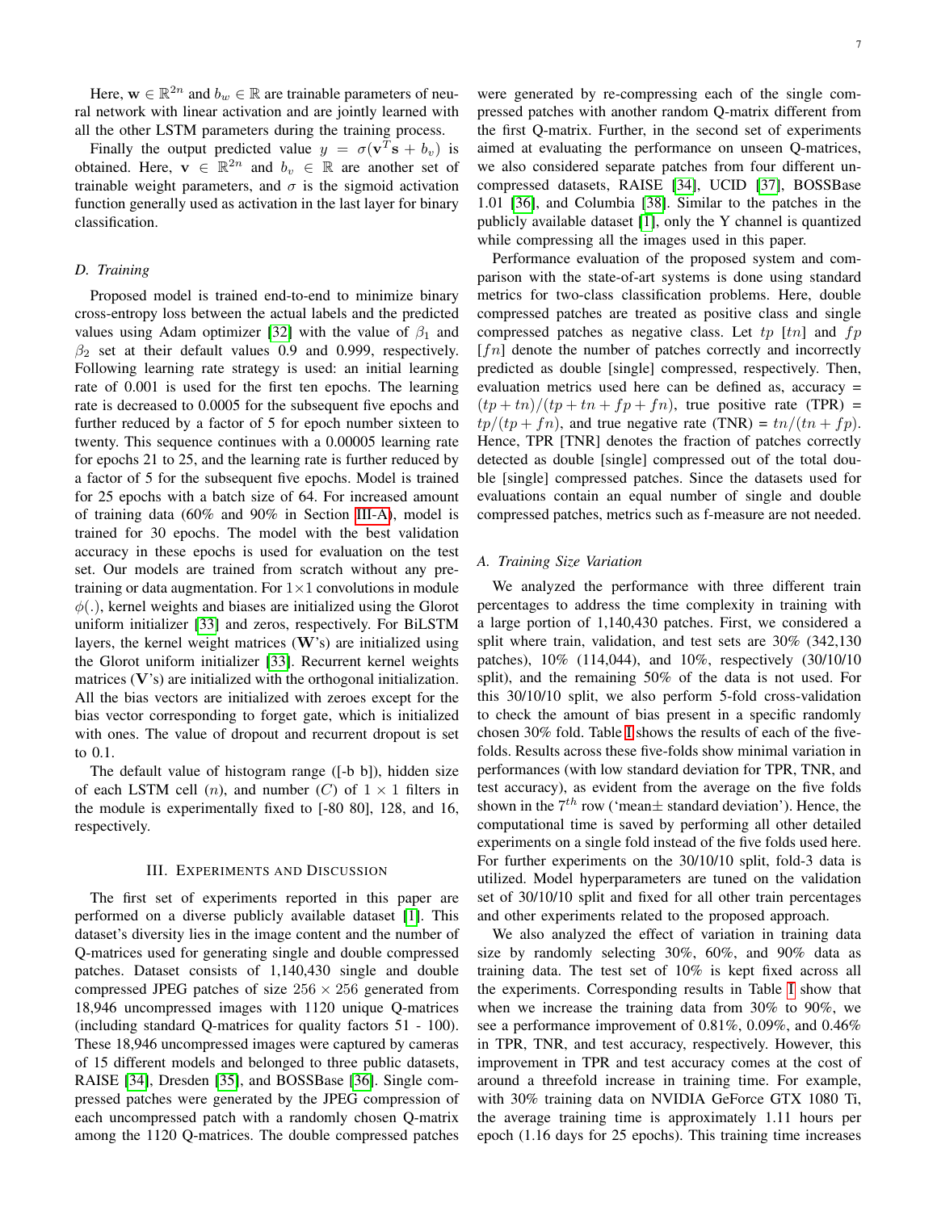Here, $\mathbf{w} \in \mathbb{R}^{2n}$ and $b_w \in \mathbb{R}$ are trainable parameters of neural network with linear activation and are jointly learned with all the other LSTM parameters during the training process.

Finally the output predicted value $y = \sigma(\mathbf{v}^T\mathbf{s} + b_v)$ is obtained. Here, $\mathbf{v} \in \mathbb{R}^{2n}$ and $b_v \in \mathbb{R}$ are another set of trainable weight parameters, and $\sigma$ is the sigmoid activation function generally used as activation in the last layer for binary classification.

### D. Training

Proposed model is trained end-to-end to minimize binary cross-entropy loss between the actual labels and the predicted values using Adam optimizer [32] with the value of $\beta_1$ and $\beta_2$ set at their default values 0.9 and 0.999, respectively. Following learning rate strategy is used: an initial learning rate of 0.001 is used for the first ten epochs. The learning rate is decreased to 0.0005 for the subsequent five epochs and further reduced by a factor of 5 for epoch number sixteen to twenty. This sequence continues with a 0.00005 learning rate for epochs 21 to 25, and the learning rate is further reduced by a factor of 5 for the subsequent five epochs. Model is trained for 25 epochs with a batch size of 64. For increased amount of training data (60% and 90% in Section III-A), model is trained for 30 epochs. The model with the best validation accuracy in these epochs is used for evaluation on the test set. Our models are trained from scratch without any pre-training or data augmentation. For $1\times1$ convolutions in module $\phi(.)$, kernel weights and biases are initialized using the Glorot uniform initializer [33] and zeros, respectively. For BiLSTM layers, the kernel weight matrices ($\mathbf{W}$'s) are initialized using the Glorot uniform initializer [33]. Recurrent kernel weights matrices ($\mathbf{V}$'s) are initialized with the orthogonal initialization. All the bias vectors are initialized with zeroes except for the bias vector corresponding to forget gate, which is initialized with ones. The value of dropout and recurrent dropout is set to 0.1.

The default value of histogram range ([-b b]), hidden size of each LSTM cell ($n$), and number ($C$) of $1 \times 1$ filters in the module is experimentally fixed to [-80 80], 128, and 16, respectively.

## III. Experiments and Discussion

The first set of experiments reported in this paper are performed on a diverse publicly available dataset [1]. This dataset's diversity lies in the image content and the number of Q-matrices used for generating single and double compressed patches. Dataset consists of 1,140,430 single and double compressed JPEG patches of size $256 \times 256$ generated from 18,946 uncompressed images with 1120 unique Q-matrices (including standard Q-matrices for quality factors 51 - 100). These 18,946 uncompressed images were captured by cameras of 15 different models and belonged to three public datasets, RAISE [34], Dresden [35], and BOSSBase [36]. Single compressed patches were generated by the JPEG compression of each uncompressed patch with a randomly chosen Q-matrix among the 1120 Q-matrices. The double compressed patches were generated by re-compressing each of the single compressed patches with another random Q-matrix different from the first Q-matrix. Further, in the second set of experiments aimed at evaluating the performance on unseen Q-matrices, we also considered separate patches from four different uncompressed datasets, RAISE [34], UCID [37], BOSSBase 1.01 [36], and Columbia [38]. Similar to the patches in the publicly available dataset [1], only the Y channel is quantized while compressing all the images used in this paper.

Performance evaluation of the proposed system and comparison with the state-of-art systems is done using standard metrics for two-class classification problems. Here, double compressed patches are treated as positive class and single compressed patches as negative class. Let $tp$ [$tn$] and $fp$ [$fn$] denote the number of patches correctly and incorrectly predicted as double [single] compressed, respectively. Then, evaluation metrics used here can be defined as, accuracy = $(tp + tn)/(tp + tn + fp + fn)$, true positive rate (TPR) = $tp/(tp + fn)$, and true negative rate (TNR) = $tn/(tn + fp)$. Hence, TPR [TNR] denotes the fraction of patches correctly detected as double [single] compressed out of the total double [single] compressed patches. Since the datasets used for evaluations contain an equal number of single and double compressed patches, metrics such as f-measure are not needed.

### A. Training Size Variation

We analyzed the performance with three different train percentages to address the time complexity in training with a large portion of 1,140,430 patches. First, we considered a split where train, validation, and test sets are 30% (342,130 patches), 10% (114,044), and 10%, respectively (30/10/10 split), and the remaining 50% of the data is not used. For this 30/10/10 split, we also perform 5-fold cross-validation to check the amount of bias present in a specific randomly chosen 30% fold. Table I shows the results of each of the five-folds. Results across these five-folds show minimal variation in performances (with low standard deviation for TPR, TNR, and test accuracy), as evident from the average on the five folds shown in the $7^{th}$ row ('mean± standard deviation'). Hence, the computational time is saved by performing all other detailed experiments on a single fold instead of the five folds used here. For further experiments on the 30/10/10 split, fold-3 data is utilized. Model hyperparameters are tuned on the validation set of 30/10/10 split and fixed for all other train percentages and other experiments related to the proposed approach.

We also analyzed the effect of variation in training data size by randomly selecting 30%, 60%, and 90% data as training data. The test set of 10% is kept fixed across all the experiments. Corresponding results in Table I show that when we increase the training data from 30% to 90%, we see a performance improvement of 0.81%, 0.09%, and 0.46% in TPR, TNR, and test accuracy, respectively. However, this improvement in TPR and test accuracy comes at the cost of around a threefold increase in training time. For example, with 30% training data on NVIDIA GeForce GTX 1080 Ti, the average training time is approximately 1.11 hours per epoch (1.16 days for 25 epochs). This training time increases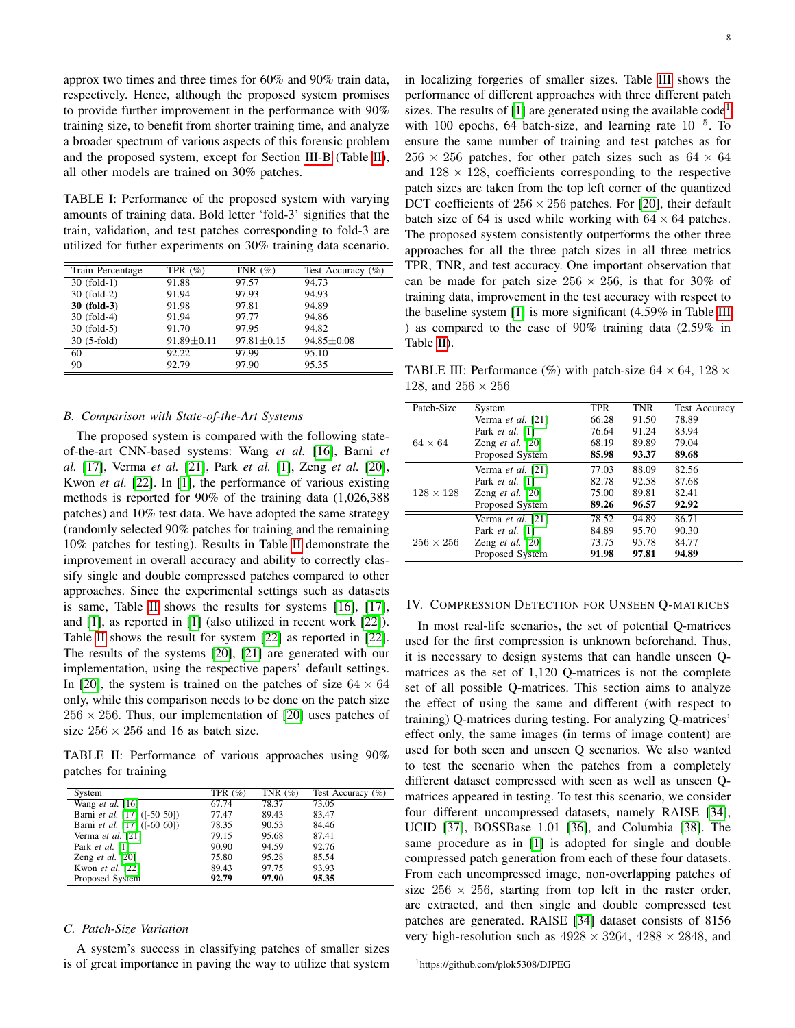approx two times and three times for 60% and 90% train data, respectively. Hence, although the proposed system promises to provide further improvement in the performance with 90% training size, to benefit from shorter training time, and analyze a broader spectrum of various aspects of this forensic problem and the proposed system, except for Section III-B (Table II), all other models are trained on 30% patches.

TABLE I: Performance of the proposed system with varying amounts of training data. Bold letter 'fold-3' signifies that the train, validation, and test patches corresponding to fold-3 are utilized for futher experiments on 30% training data scenario.

| Train Percentage | TPR (%) | TNR (%) | Test Accuracy (%) |
|---|---|---|---|
| 30 (fold-1) | 91.88 | 97.57 | 94.73 |
| 30 (fold-2) | 91.94 | 97.93 | 94.93 |
| **30 (fold-3)** | 91.98 | 97.81 | 94.89 |
| 30 (fold-4) | 91.94 | 97.77 | 94.86 |
| 30 (fold-5) | 91.70 | 97.95 | 94.82 |
| 30 (5-fold) | 91.89±0.11 | 97.81±0.15 | 94.85±0.08 |
| 60 | 92.22 | 97.99 | 95.10 |
| 90 | 92.79 | 97.90 | 95.35 |

### B. Comparison with State-of-the-Art Systems

The proposed system is compared with the following state-of-the-art CNN-based systems: Wang *et al.* [16], Barni *et al.* [17], Verma *et al.* [21], Park *et al.* [1], Zeng *et al.* [20], Kwon *et al.* [22]. In [1], the performance of various existing methods is reported for 90% of the training data (1,026,388 patches) and 10% test data. We have adopted the same strategy (randomly selected 90% patches for training and the remaining 10% patches for testing). Results in Table II demonstrate the improvement in overall accuracy and ability to correctly classify single and double compressed patches compared to other approaches. Since the experimental settings such as datasets is same, Table II shows the results for systems [16], [17], and [1], as reported in [1] (also utilized in recent work [22]). Table II shows the result for system [22] as reported in [22]. The results of the systems [20], [21] are generated with our implementation, using the respective papers' default settings. In [20], the system is trained on the patches of size $64 \times 64$ only, while this comparison needs to be done on the patch size $256 \times 256$. Thus, our implementation of [20] uses patches of size $256 \times 256$ and 16 as batch size.

TABLE II: Performance of various approaches using 90% patches for training

| System | TPR (%) | TNR (%) | Test Accuracy (%) |
|---|---|---|---|
| Wang *et al.* [16] | 67.74 | 78.37 | 73.05 |
| Barni *et al.* [17] ([-50 50]) | 77.47 | 89.43 | 83.47 |
| Barni *et al.* [17] ([-60 60]) | 78.35 | 90.53 | 84.46 |
| Verma *et al.* [21] | 79.15 | 95.68 | 87.41 |
| Park *et al.* [1] | 90.90 | 94.59 | 92.76 |
| Zeng *et al.* [20] | 75.80 | 95.28 | 85.54 |
| Kwon *et al.* [22] | 89.43 | 97.75 | 93.93 |
| Proposed System | **92.79** | **97.90** | **95.35** |

### C. Patch-Size Variation

A system's success in classifying patches of smaller sizes is of great importance in paving the way to utilize that system in localizing forgeries of smaller sizes. Table III shows the performance of different approaches with three different patch sizes. The results of [1] are generated using the available code[1] with 100 epochs, 64 batch-size, and learning rate $10^{-5}$. To ensure the same number of training and test patches as for $256 \times 256$ patches, for other patch sizes such as $64 \times 64$ and $128 \times 128$, coefficients corresponding to the respective patch sizes are taken from the top left corner of the quantized DCT coefficients of $256 \times 256$ patches. For [20], their default batch size of 64 is used while working with $64 \times 64$ patches. The proposed system consistently outperforms the other three approaches for all the three patch sizes in all three metrics TPR, TNR, and test accuracy. One important observation that can be made for patch size $256 \times 256$, is that for 30% of training data, improvement in the test accuracy with respect to the baseline system [1] is more significant (4.59% in Table III ) as compared to the case of 90% training data (2.59% in Table II).

TABLE III: Performance (%) with patch-size $64 \times 64$, $128 \times 128$, and $256 \times 256$

| Patch-Size | System | TPR | TNR | Test Accuracy |
|---|---|---|---|---|
| $64 \times 64$ | Verma *et al.* [21] | 66.28 | 91.50 | 78.89 |
| | Park *et al.* [1] | 76.64 | 91.24 | 83.94 |
| | Zeng *et al.* [20] | 68.19 | 89.89 | 79.04 |
| | Proposed System | **85.98** | **93.37** | **89.68** |
| $128 \times 128$ | Verma *et al.* [21] | 77.03 | 88.09 | 82.56 |
| | Park *et al.* [1] | 82.78 | 92.58 | 87.68 |
| | Zeng *et al.* [20] | 75.00 | 89.81 | 82.41 |
| | Proposed System | **89.26** | **96.57** | **92.92** |
| $256 \times 256$ | Verma *et al.* [21] | 78.52 | 94.89 | 86.71 |
| | Park *et al.* [1] | 84.89 | 95.70 | 90.30 |
| | Zeng *et al.* [20] | 73.75 | 95.78 | 84.77 |
| | Proposed System | **91.98** | **97.81** | **94.89** |

## IV. Compression Detection for Unseen Q-matrices

In most real-life scenarios, the set of potential Q-matrices used for the first compression is unknown beforehand. Thus, it is necessary to design systems that can handle unseen Q-matrices as the set of 1,120 Q-matrices is not the complete set of all possible Q-matrices. This section aims to analyze the effect of using the same and different (with respect to training) Q-matrices during testing. For analyzing Q-matrices' effect only, the same images (in terms of image content) are used for both seen and unseen Q scenarios. We also wanted to test the scenario when the patches from a completely different dataset compressed with seen as well as unseen Q-matrices appeared in testing. To test this scenario, we consider four different uncompressed datasets, namely RAISE [34], UCID [37], BOSSBase 1.01 [36], and Columbia [38]. The same procedure as in [1] is adopted for single and double compressed patch generation from each of these four datasets. From each uncompressed image, non-overlapping patches of size $256 \times 256$, starting from top left in the raster order, are extracted, and then single and double compressed test patches are generated. RAISE [34] dataset consists of 8156 very high-resolution such as $4928 \times 3264$, $4288 \times 2848$, and

[1]https://github.com/plok5308/DJPEG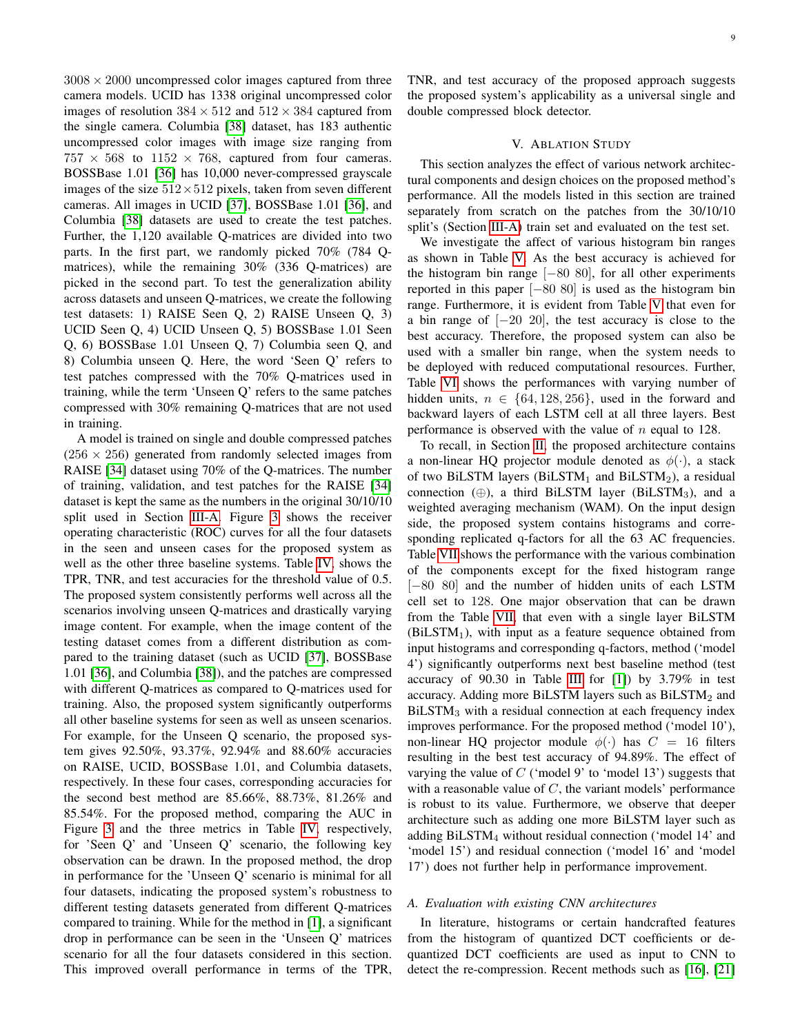$3008 \times 2000$ uncompressed color images captured from three camera models. UCID has 1338 original uncompressed color images of resolution $384 \times 512$ and $512 \times 384$ captured from the single camera. Columbia [38] dataset, has 183 authentic uncompressed color images with image size ranging from $757 \times 568$ to $1152 \times 768$, captured from four cameras. BOSSBase 1.01 [36] has 10,000 never-compressed grayscale images of the size $512 \times 512$ pixels, taken from seven different cameras. All images in UCID [37], BOSSBase 1.01 [36], and Columbia [38] datasets are used to create the test patches. Further, the 1,120 available Q-matrices are divided into two parts. In the first part, we randomly picked 70% (784 Q-matrices), while the remaining 30% (336 Q-matrices) are picked in the second part. To test the generalization ability across datasets and unseen Q-matrices, we create the following test datasets: 1) RAISE Seen Q, 2) RAISE Unseen Q, 3) UCID Seen Q, 4) UCID Unseen Q, 5) BOSSBase 1.01 Seen Q, 6) BOSSBase 1.01 Unseen Q, 7) Columbia seen Q, and 8) Columbia unseen Q. Here, the word 'Seen Q' refers to test patches compressed with the 70% Q-matrices used in training, while the term 'Unseen Q' refers to the same patches compressed with 30% remaining Q-matrices that are not used in training.

A model is trained on single and double compressed patches ($256 \times 256$) generated from randomly selected images from RAISE [34] dataset using 70% of the Q-matrices. The number of training, validation, and test patches for the RAISE [34] dataset is kept the same as the numbers in the original 30/10/10 split used in Section III-A. Figure 3 shows the receiver operating characteristic (ROC) curves for all the four datasets in the seen and unseen cases for the proposed system as well as the other three baseline systems. Table IV, shows the TPR, TNR, and test accuracies for the threshold value of 0.5. The proposed system consistently performs well across all the scenarios involving unseen Q-matrices and drastically varying image content. For example, when the image content of the testing dataset comes from a different distribution as compared to the training dataset (such as UCID [37], BOSSBase 1.01 [36], and Columbia [38]), and the patches are compressed with different Q-matrices as compared to Q-matrices used for training. Also, the proposed system significantly outperforms all other baseline systems for seen as well as unseen scenarios. For example, for the Unseen Q scenario, the proposed system gives 92.50%, 93.37%, 92.94% and 88.60% accuracies on RAISE, UCID, BOSSBase 1.01, and Columbia datasets, respectively. In these four cases, corresponding accuracies for the second best method are 85.66%, 88.73%, 81.26% and 85.54%. For the proposed method, comparing the AUC in Figure 3 and the three metrics in Table IV respectively, for 'Seen Q' and 'Unseen Q' scenario, the following key observation can be drawn. In the proposed method, the drop in performance for the 'Unseen Q' scenario is minimal for all four datasets, indicating the proposed system's robustness to different testing datasets generated from different Q-matrices compared to training. While for the method in [1], a significant drop in performance can be seen in the 'Unseen Q' matrices scenario for all the four datasets considered in this section. This improved overall performance in terms of the TPR, TNR, and test accuracy of the proposed approach suggests the proposed system's applicability as a universal single and double compressed block detector.

## V. Ablation Study

This section analyzes the effect of various network architectural components and design choices on the proposed method's performance. All the models listed in this section are trained separately from scratch on the patches from the 30/10/10 split's (Section III-A) train set and evaluated on the test set.

We investigate the affect of various histogram bin ranges as shown in Table V. As the best accuracy is achieved for the histogram bin range $[-80\ 80]$, for all other experiments reported in this paper $[-80\ 80]$ is used as the histogram bin range. Furthermore, it is evident from Table V that even for a bin range of $[-20\ 20]$, the test accuracy is close to the best accuracy. Therefore, the proposed system can also be used with a smaller bin range, when the system needs to be deployed with reduced computational resources. Further, Table VI shows the performances with varying number of hidden units, $n \in \{64, 128, 256\}$, used in the forward and backward layers of each LSTM cell at all three layers. Best performance is observed with the value of $n$ equal to 128.

To recall, in Section II, the proposed architecture contains a non-linear HQ projector module denoted as $\phi(\cdot)$, a stack of two BiLSTM layers ($\text{BiLSTM}_1$ and $\text{BiLSTM}_2$), a residual connection ($\oplus$), a third BiLSTM layer ($\text{BiLSTM}_3$), and a weighted averaging mechanism (WAM). On the input design side, the proposed system contains histograms and corresponding replicated q-factors for all the 63 AC frequencies. Table VII shows the performance with the various combination of the components except for the fixed histogram range $[-80\ 80]$ and the number of hidden units of each LSTM cell set to 128. One major observation that can be drawn from the Table VII, that even with a single layer BiLSTM ($\text{BiLSTM}_1$), with input as a feature sequence obtained from input histograms and corresponding q-factors, method ('model 4') significantly outperforms next best baseline method (test accuracy of 90.30 in Table III for [1]) by 3.79% in test accuracy. Adding more BiLSTM layers such as $\text{BiLSTM}_2$ and $\text{BiLSTM}_3$ with a residual connection at each frequency index improves performance. For the proposed method ('model 10'), non-linear HQ projector module $\phi(\cdot)$ has $C = 16$ filters resulting in the best test accuracy of 94.89%. The effect of varying the value of $C$ ('model 9' to 'model 13') suggests that with a reasonable value of $C$, the variant models' performance is robust to its value. Furthermore, we observe that deeper architecture such as adding one more BiLSTM layer such as adding $\text{BiLSTM}_4$ without residual connection ('model 14' and 'model 15') and residual connection ('model 16' and 'model 17') does not further help in performance improvement.

### A. Evaluation with existing CNN architectures

In literature, histograms or certain handcrafted features from the histogram of quantized DCT coefficients or dequantized DCT coefficients are used as input to CNN to detect the re-compression. Recent methods such as [16], [21]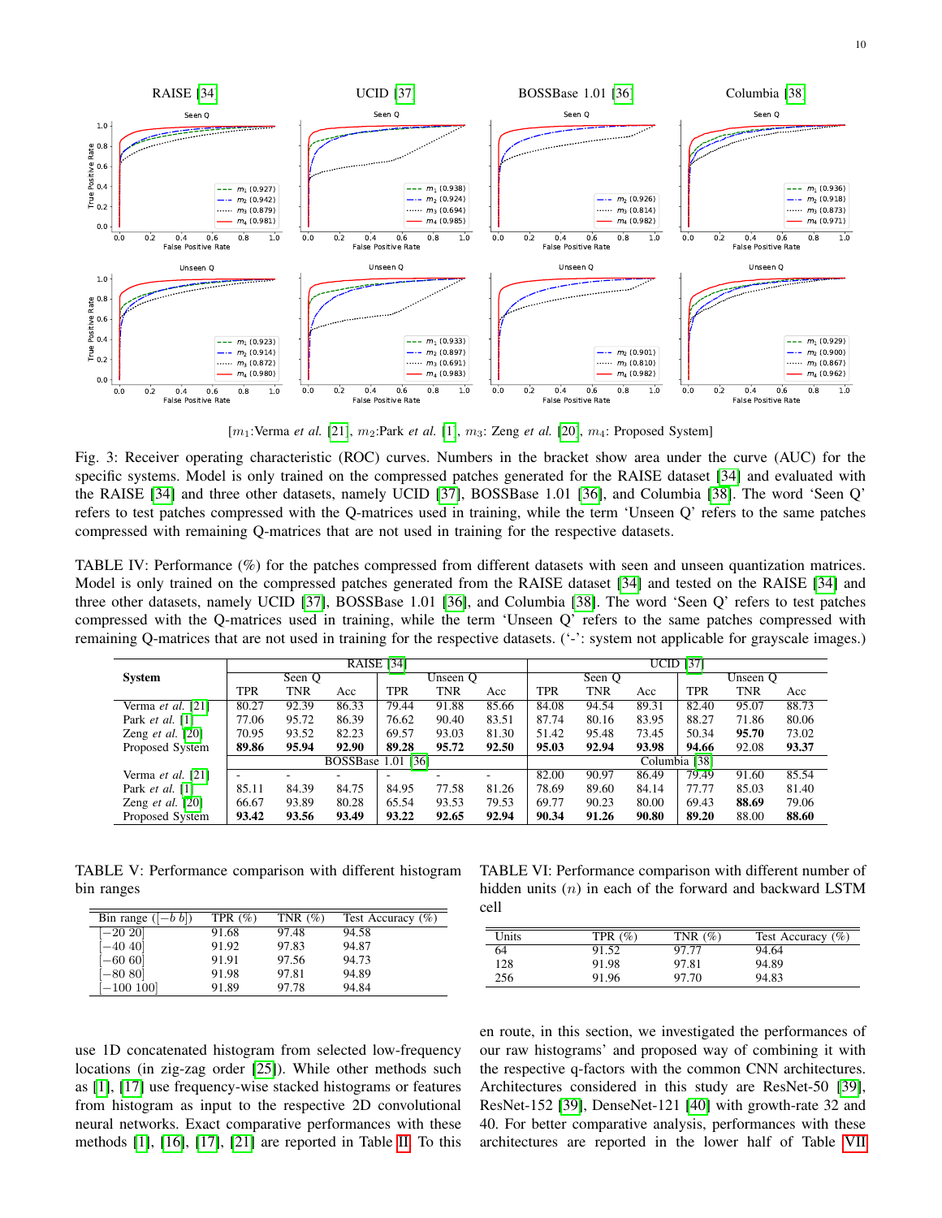RAISE [34] UCID [37] BOSSBase 1.01 [36] Columbia [38]

[$m_1$:Verma *et al.* [21], $m_2$:Park *et al.* [1], $m_3$: Zeng *et al.* [20], $m_4$: Proposed System]

Fig. 3: Receiver operating characteristic (ROC) curves. Numbers in the bracket show area under the curve (AUC) for the specific systems. Model is only trained on the compressed patches generated for the RAISE dataset [34] and evaluated with the RAISE [34] and three other datasets, namely UCID [37], BOSSBase 1.01 [36], and Columbia [38]. The word 'Seen Q' refers to test patches compressed with the Q-matrices used in training, while the term 'Unseen Q' refers to the same patches compressed with remaining Q-matrices that are not used in training for the respective datasets.

TABLE IV: Performance (%) for the patches compressed from different datasets with seen and unseen quantization matrices. Model is only trained on the compressed patches generated from the RAISE dataset [34] and tested on the RAISE [34] and three other datasets, namely UCID [37], BOSSBase 1.01 [36], and Columbia [38]. The word 'Seen Q' refers to test patches compressed with the Q-matrices used in training, while the term 'Unseen Q' refers to the same patches compressed with remaining Q-matrices that are not used in training for the respective datasets. ('-': system not applicable for grayscale images.)

| System | RAISE [34] | | | | | | UCID [37] | | | | | |
|---|---|---|---|---|---|---|---|---|---|---|---|---|
| | Seen Q | | | Unseen Q | | | Seen Q | | | Unseen Q | | |
| | TPR | TNR | Acc | TPR | TNR | Acc | TPR | TNR | Acc | TPR | TNR | Acc |
| Verma *et al.* [21] | 80.27 | 92.39 | 86.33 | 79.44 | 91.88 | 85.66 | 84.08 | 94.54 | 89.31 | 82.40 | 95.07 | 88.73 |
| Park *et al.* [1] | 77.06 | 95.72 | 86.39 | 76.62 | 90.40 | 83.51 | 87.74 | 80.16 | 83.95 | 88.27 | 71.86 | 80.06 |
| Zeng *et al.* [20] | 70.95 | 93.52 | 82.23 | 69.57 | 93.03 | 81.30 | 51.42 | 95.48 | 73.45 | 50.34 | 95.70 | 73.02 |
| Proposed System | **89.86** | **95.94** | **92.90** | **89.28** | **95.72** | **92.50** | **95.03** | 92.94 | **93.98** | **94.66** | 92.08 | **93.37** |
| | BOSSBase 1.01 [36] | | | | | | Columbia [38] | | | | | |
| Verma *et al.* [21] | - | - | - | - | - | - | 82.00 | 90.97 | 86.49 | 79.49 | 91.60 | 85.54 |
| Park *et al.* [1] | 85.11 | 84.39 | 84.75 | 84.95 | 77.58 | 81.26 | 78.69 | 89.60 | 84.14 | 77.77 | 85.03 | 81.40 |
| Zeng *et al.* [20] | 66.67 | 93.89 | 80.28 | 65.54 | 93.53 | 79.53 | 69.77 | 90.23 | 80.00 | 69.43 | **88.69** | 79.06 |
| Proposed System | **93.42** | **93.56** | **93.49** | **93.22** | **92.65** | **92.94** | **90.34** | **91.26** | **90.80** | **89.20** | 88.00 | **88.60** |

TABLE V: Performance comparison with different histogram bin ranges

| Bin range ($[-b\ b]$) | TPR (%) | TNR (%) | Test Accuracy (%) |
|---|---|---|---|
| $[-20\ 20]$ | 91.68 | 97.48 | 94.58 |
| $[-40\ 40]$ | 91.92 | 97.83 | 94.87 |
| $[-60\ 60]$ | 91.91 | 97.56 | 94.73 |
| $[-80\ 80]$ | 91.98 | 97.81 | 94.89 |
| $[-100\ 100]$ | 91.89 | 97.78 | 94.84 |

TABLE VI: Performance comparison with different number of hidden units ($n$) in each of the forward and backward LSTM cell

| Units | TPR (%) | TNR (%) | Test Accuracy (%) |
|---|---|---|---|
| 64 | 91.52 | 97.77 | 94.64 |
| 128 | 91.98 | 97.81 | 94.89 |
| 256 | 91.96 | 97.70 | 94.83 |

use 1D concatenated histogram from selected low-frequency locations (in zig-zag order [25]). While other methods such as [1], [17] use frequency-wise stacked histograms or features from histogram as input to the respective 2D convolutional neural networks. Exact comparative performances with these methods [1], [16], [17], [21] are reported in Table II. To this en route, in this section, we investigated the performances of our raw histograms' and proposed way of combining it with the respective q-factors with the common CNN architectures. Architectures considered in this study are ResNet-50 [39], ResNet-152 [39], DenseNet-121 [40] with growth-rate 32 and 40. For better comparative analysis, performances with these architectures are reported in the lower half of Table VII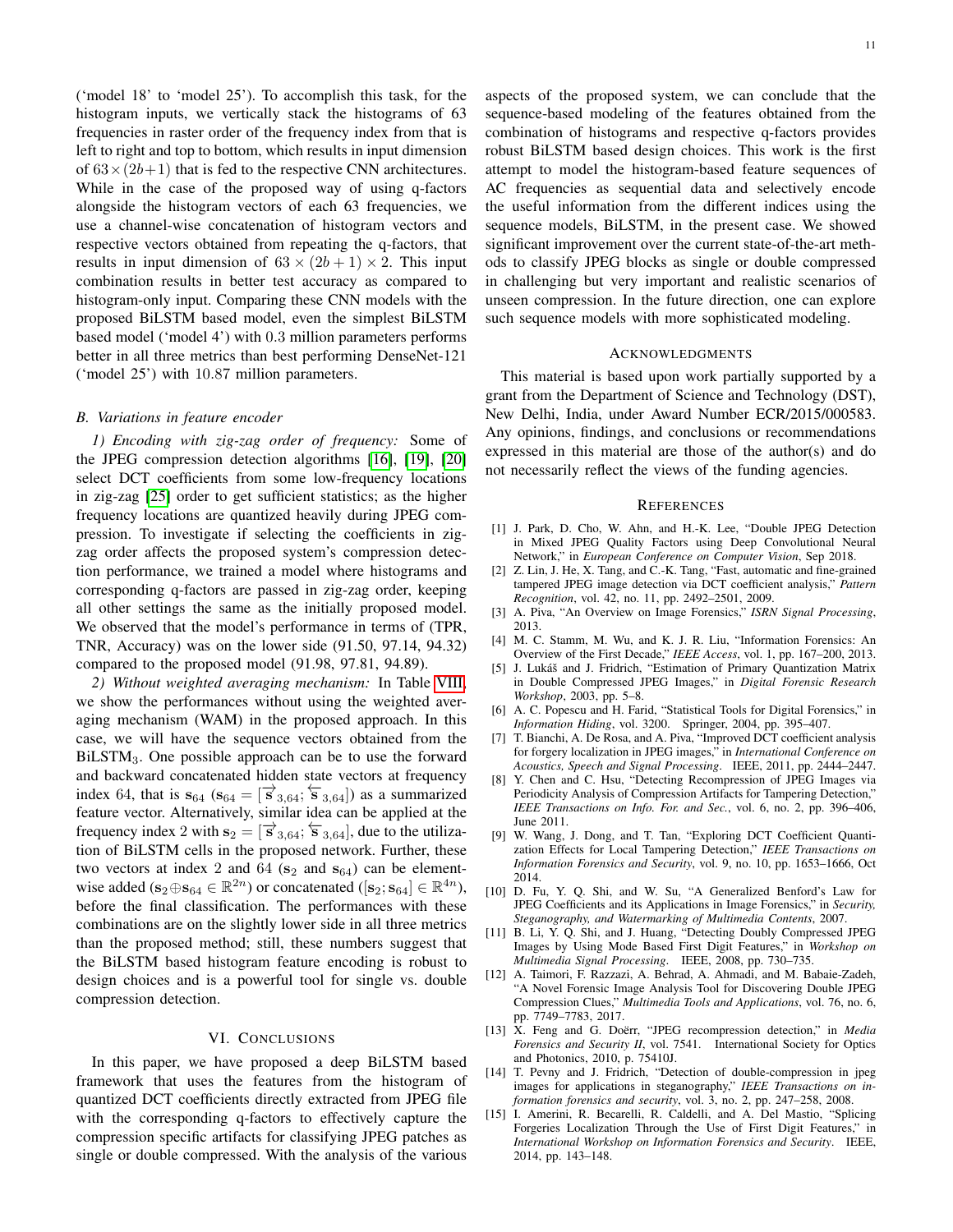('model 18' to 'model 25'). To accomplish this task, for the histogram inputs, we vertically stack the histograms of 63 frequencies in raster order of the frequency index from that is left to right and top to bottom, which results in input dimension of $63\times(2b+1)$ that is fed to the respective CNN architectures. While in the case of the proposed way of using q-factors alongside the histogram vectors of each 63 frequencies, we use a channel-wise concatenation of histogram vectors and respective vectors obtained from repeating the q-factors, that results in input dimension of $63 \times (2b + 1) \times 2$. This input combination results in better test accuracy as compared to histogram-only input. Comparing these CNN models with the proposed BiLSTM based model, even the simplest BiLSTM based model ('model 4') with $0.3$ million parameters performs better in all three metrics than best performing DenseNet-121 ('model 25') with $10.87$ million parameters.

### B. Variations in feature encoder

*1) Encoding with zig-zag order of frequency:* Some of the JPEG compression detection algorithms [16], [19], [20] select DCT coefficients from some low-frequency locations in zig-zag [25] order to get sufficient statistics; as the higher frequency locations are quantized heavily during JPEG compression. To investigate if selecting the coefficients in zig-zag order affects the proposed system's compression detection performance, we trained a model where histograms and corresponding q-factors are passed in zig-zag order, keeping all other settings the same as the initially proposed model. We observed that the model's performance in terms of (TPR, TNR, Accuracy) was on the lower side (91.50, 97.14, 94.32) compared to the proposed model (91.98, 97.81, 94.89).

*2) Without weighted averaging mechanism:* In Table VIII, we show the performances without using the weighted averaging mechanism (WAM) in the proposed approach. In this case, we will have the sequence vectors obtained from the $\text{BiLSTM}_3$. One possible approach can be to use the forward and backward concatenated hidden state vectors at frequency index 64, that is $\mathbf{s}_{64}$ ($\mathbf{s}_{64} = [\overrightarrow{\mathbf{s}}_{3,64}; \overleftarrow{\mathbf{s}}_{3,64}]$) as a summarized feature vector. Alternatively, similar idea can be applied at the frequency index 2 with $\mathbf{s}_2 = [\overrightarrow{\mathbf{s}}_{3,64}; \overleftarrow{\mathbf{s}}_{3,64}]$, due to the utilization of BiLSTM cells in the proposed network. Further, these two vectors at index 2 and 64 ($\mathbf{s}_2$ and $\mathbf{s}_{64}$) can be element-wise added ($\mathbf{s}_2 \oplus \mathbf{s}_{64} \in \mathbb{R}^{2n}$) or concatenated ($[\mathbf{s}_2; \mathbf{s}_{64}] \in \mathbb{R}^{4n}$), before the final classification. The performances with these combinations are on the slightly lower side in all three metrics than the proposed method; still, these numbers suggest that the BiLSTM based histogram feature encoding is robust to design choices and is a powerful tool for single vs. double compression detection.

## VI. Conclusions

In this paper, we have proposed a deep BiLSTM based framework that uses the features from the histogram of quantized DCT coefficients directly extracted from JPEG file with the corresponding q-factors to effectively capture the compression specific artifacts for classifying JPEG patches as single or double compressed. With the analysis of the various aspects of the proposed system, we can conclude that the sequence-based modeling of the features obtained from the combination of histograms and respective q-factors provides robust BiLSTM based design choices. This work is the first attempt to model the histogram-based feature sequences of AC frequencies as sequential data and selectively encode the useful information from the different indices using the sequence models, BiLSTM, in the present case. We showed significant improvement over the current state-of-the-art methods to classify JPEG blocks as single or double compressed in challenging but very important and realistic scenarios of unseen compression. In the future direction, one can explore such sequence models with more sophisticated modeling.

## Acknowledgments

This material is based upon work partially supported by a grant from the Department of Science and Technology (DST), New Delhi, India, under Award Number ECR/2015/000583. Any opinions, findings, and conclusions or recommendations expressed in this material are those of the author(s) and do not necessarily reflect the views of the funding agencies.

## References

[1] J. Park, D. Cho, W. Ahn, and H.-K. Lee, "Double JPEG Detection in Mixed JPEG Quality Factors using Deep Convolutional Neural Network," in *European Conference on Computer Vision*, Sep 2018.

[2] Z. Lin, J. He, X. Tang, and C.-K. Tang, "Fast, automatic and fine-grained tampered JPEG image detection via DCT coefficient analysis," *Pattern Recognition*, vol. 42, no. 11, pp. 2492–2501, 2009.

[3] A. Piva, "An Overview on Image Forensics," *ISRN Signal Processing*, 2013.

[4] M. C. Stamm, M. Wu, and K. J. R. Liu, "Information Forensics: An Overview of the First Decade," *IEEE Access*, vol. 1, pp. 167–200, 2013.

[5] J. Lukáš and J. Fridrich, "Estimation of Primary Quantization Matrix in Double Compressed JPEG Images," in *Digital Forensic Research Workshop*, 2003, pp. 5–8.

[6] A. C. Popescu and H. Farid, "Statistical Tools for Digital Forensics," in *Information Hiding*, vol. 3200. Springer, 2004, pp. 395–407.

[7] T. Bianchi, A. De Rosa, and A. Piva, "Improved DCT coefficient analysis for forgery localization in JPEG images," in *International Conference on Acoustics, Speech and Signal Processing*. IEEE, 2011, pp. 2444–2447.

[8] Y. Chen and C. Hsu, "Detecting Recompression of JPEG Images via Periodicity Analysis of Compression Artifacts for Tampering Detection," *IEEE Transactions on Info. For. and Sec.*, vol. 6, no. 2, pp. 396–406, June 2011.

[9] W. Wang, J. Dong, and T. Tan, "Exploring DCT Coefficient Quantization Effects for Local Tampering Detection," *IEEE Transactions on Information Forensics and Security*, vol. 9, no. 10, pp. 1653–1666, Oct 2014.

[10] D. Fu, Y. Q. Shi, and W. Su, "A Generalized Benford's Law for JPEG Coefficients and its Applications in Image Forensics," in *Security, Steganography, and Watermarking of Multimedia Contents*, 2007.

[11] B. Li, Y. Q. Shi, and J. Huang, "Detecting Doubly Compressed JPEG Images by Using Mode Based First Digit Features," in *Workshop on Multimedia Signal Processing*. IEEE, 2008, pp. 730–735.

[12] A. Taimori, F. Razzazi, A. Behrad, A. Ahmadi, and M. Babaie-Zadeh, "A Novel Forensic Image Analysis Tool for Discovering Double JPEG Compression Clues," *Multimedia Tools and Applications*, vol. 76, no. 6, pp. 7749–7783, 2017.

[13] X. Feng and G. Doërr, "JPEG recompression detection," in *Media Forensics and Security II*, vol. 7541. International Society for Optics and Photonics, 2010, p. 75410J.

[14] T. Pevny and J. Fridrich, "Detection of double-compression in jpeg images for applications in steganography," *IEEE Transactions on information forensics and security*, vol. 3, no. 2, pp. 247–258, 2008.

[15] I. Amerini, R. Becarelli, R. Caldelli, and A. Del Mastio, "Splicing Forgeries Localization Through the Use of First Digit Features," in *International Workshop on Information Forensics and Security*. IEEE, 2014, pp. 143–148.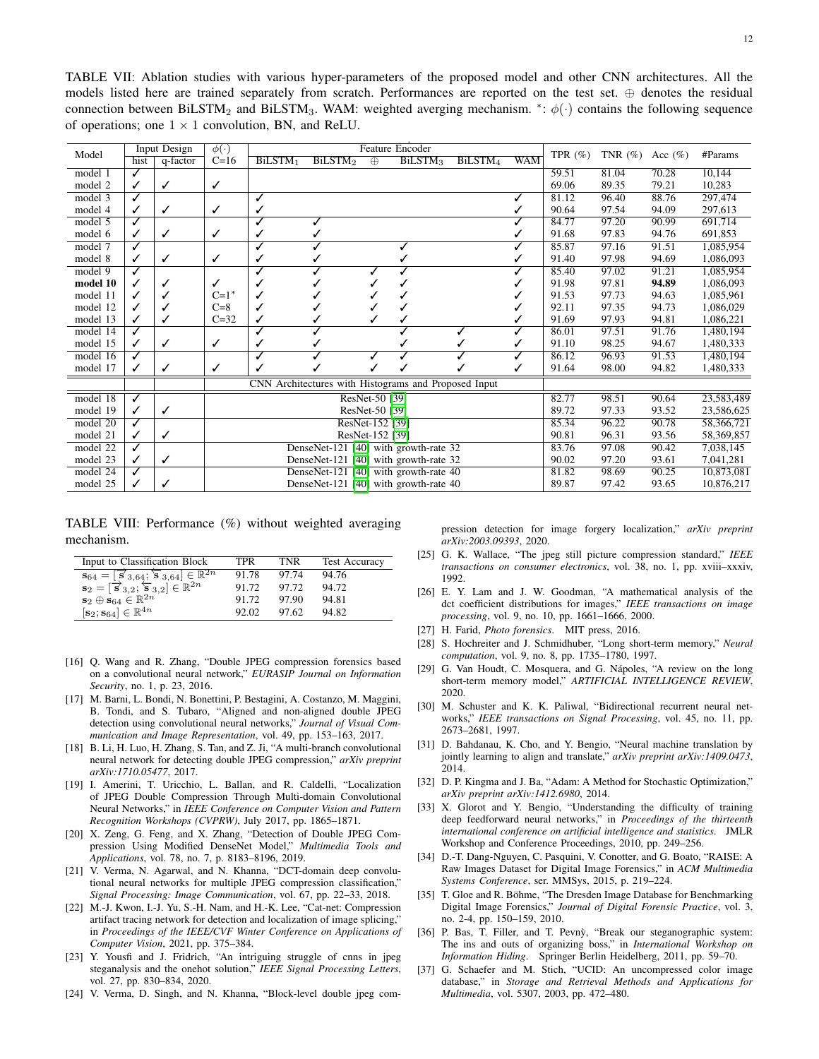TABLE VII: Ablation studies with various hyper-parameters of the proposed model and other CNN architectures. All the models listed here are trained separately from scratch. Performances are reported on the test set. $\oplus$ denotes the residual connection between $\text{BiLSTM}_2$ and $\text{BiLSTM}_3$. WAM: weighted averging mechanism. *: $\phi(\cdot)$ contains the following sequence of operations; one $1 \times 1$ convolution, BN, and ReLU.

| Model | Input Design | | $\phi(\cdot)$ | Feature Encoder | | | | | | TPR (%) | TNR (%) | Acc (%) | #Params |
|---|---|---|---|---|---|---|---|---|---|---|---|---|---|
| | hist | q-factor | C=16 | $\text{BiLSTM}_1$ | $\text{BiLSTM}_2$ | $\oplus$ | $\text{BiLSTM}_3$ | $\text{BiLSTM}_4$ | WAM | | | | |
| model 1 | ✓ | | | | | | | | | 59.51 | 81.04 | 70.28 | 10,144 |
| model 2 | ✓ | ✓ | ✓ | | | | | | | 69.06 | 89.35 | 79.21 | 10,283 |
| model 3 | ✓ | | | ✓ | | | | | ✓ | 81.12 | 96.40 | 88.76 | 297,474 |
| model 4 | ✓ | ✓ | ✓ | ✓ | | | | | ✓ | 90.64 | 97.54 | 94.09 | 297,613 |
| model 5 | ✓ | | | ✓ | ✓ | | | | ✓ | 84.77 | 97.20 | 90.99 | 691,714 |
| model 6 | ✓ | ✓ | ✓ | ✓ | ✓ | | | | ✓ | 91.68 | 97.83 | 94.76 | 691,853 |
| model 7 | ✓ | | | ✓ | ✓ | | ✓ | | ✓ | 85.87 | 97.16 | 91.51 | 1,085,954 |
| model 8 | ✓ | ✓ | ✓ | ✓ | ✓ | | ✓ | | ✓ | 91.40 | 97.98 | 94.69 | 1,086,093 |
| model 9 | ✓ | | | ✓ | ✓ | ✓ | ✓ | | ✓ | 85.40 | 97.02 | 91.21 | 1,085,954 |
| **model 10** | ✓ | ✓ | ✓ | ✓ | ✓ | ✓ | ✓ | | ✓ | 91.98 | 97.81 | **94.89** | 1,086,093 |
| model 11 | ✓ | ✓ | C=1* | ✓ | ✓ | ✓ | ✓ | | ✓ | 91.53 | 97.73 | 94.63 | 1,085,961 |
| model 12 | ✓ | ✓ | C=8 | ✓ | ✓ | ✓ | ✓ | | ✓ | 92.11 | 97.35 | 94.73 | 1,086,029 |
| model 13 | ✓ | ✓ | C=32 | ✓ | ✓ | ✓ | ✓ | | ✓ | 91.69 | 97.93 | 94.81 | 1,086,221 |
| model 14 | ✓ | | | ✓ | ✓ | | ✓ | ✓ | ✓ | 86.01 | 97.51 | 91.76 | 1,480,194 |
| model 15 | ✓ | ✓ | ✓ | ✓ | ✓ | | ✓ | ✓ | ✓ | 91.10 | 98.25 | 94.67 | 1,480,333 |
| model 16 | ✓ | | | ✓ | ✓ | ✓ | ✓ | ✓ | ✓ | 86.12 | 96.93 | 91.53 | 1,480,194 |
| model 17 | ✓ | ✓ | ✓ | ✓ | ✓ | ✓ | ✓ | ✓ | ✓ | 91.64 | 98.00 | 94.82 | 1,480,333 |
| | | | CNN Architectures with Histograms and Proposed Input | | | | | | | | | | |
| model 18 | ✓ | | ResNet-50 [39] | | | | | | | 82.77 | 98.51 | 90.64 | 23,583,489 |
| model 19 | ✓ | ✓ | ResNet-50 [39] | | | | | | | 89.72 | 97.33 | 93.52 | 23,586,625 |
| model 20 | ✓ | | ResNet-152 [39] | | | | | | | 85.34 | 96.22 | 90.78 | 58,366,721 |
| model 21 | ✓ | ✓ | ResNet-152 [39] | | | | | | | 90.81 | 96.31 | 93.56 | 58,369,857 |
| model 22 | ✓ | | DenseNet-121 [40] with growth-rate 32 | | | | | | | 83.76 | 97.08 | 90.42 | 7,038,145 |
| model 23 | ✓ | ✓ | DenseNet-121 [40] with growth-rate 32 | | | | | | | 90.02 | 97.20 | 93.61 | 7,041,281 |
| model 24 | ✓ | | DenseNet-121 [40] with growth-rate 40 | | | | | | | 81.82 | 98.69 | 90.25 | 10,873,081 |
| model 25 | ✓ | ✓ | DenseNet-121 [40] with growth-rate 40 | | | | | | | 89.87 | 97.42 | 93.65 | 10,876,217 |

TABLE VIII: Performance (%) without weighted averaging mechanism.

| Input to Classification Block | TPR | TNR | Test Accuracy |
|---|---|---|---|
| $\mathbf{s}_{64} = [\overrightarrow{\mathbf{s}}_{3,64}; \overleftarrow{\mathbf{s}}_{3,64}] \in \mathbb{R}^{2n}$ | 91.78 | 97.74 | 94.76 |
| $\mathbf{s}_{2} = [\overrightarrow{\mathbf{s}}_{3,2}; \overleftarrow{\mathbf{s}}_{3,2}] \in \mathbb{R}^{2n}$ | 91.72 | 97.72 | 94.72 |
| $\mathbf{s}_2 \oplus \mathbf{s}_{64} \in \mathbb{R}^{2n}$ | 91.72 | 97.90 | 94.81 |
| $[\mathbf{s}_2; \mathbf{s}_{64}] \in \mathbb{R}^{4n}$ | 92.02 | 97.62 | 94.82 |

[16] Q. Wang and R. Zhang, "Double JPEG compression forensics based on a convolutional neural network," *EURASIP Journal on Information Security*, no. 1, p. 23, 2016.

[17] M. Barni, L. Bondi, N. Bonettini, P. Bestagini, A. Costanzo, M. Maggini, B. Tondi, and S. Tubaro, "Aligned and non-aligned double JPEG detection using convolutional neural networks," *Journal of Visual Communication and Image Representation*, vol. 49, pp. 153–163, 2017.

[18] B. Li, H. Luo, H. Zhang, S. Tan, and Z. Ji, "A multi-branch convolutional neural network for detecting double JPEG compression," *arXiv preprint arXiv:1710.05477*, 2017.

[19] I. Amerini, T. Uricchio, L. Ballan, and R. Caldelli, "Localization of JPEG Double Compression Through Multi-domain Convolutional Neural Networks," in *IEEE Conference on Computer Vision and Pattern Recognition Workshops (CVPRW)*, July 2017, pp. 1865–1871.

[20] X. Zeng, G. Feng, and X. Zhang, "Detection of Double JPEG Compression Using Modified DenseNet Model," *Multimedia Tools and Applications*, vol. 78, no. 7, p. 8183–8196, 2019.

[21] V. Verma, N. Agarwal, and N. Khanna, "DCT-domain deep convolutional neural networks for multiple JPEG compression classification," *Signal Processing: Image Communication*, vol. 67, pp. 22–33, 2018.

[22] M.-J. Kwon, I.-J. Yu, S.-H. Nam, and H.-K. Lee, "Cat-net: Compression artifact tracing network for detection and localization of image splicing," in *Proceedings of the IEEE/CVF Winter Conference on Applications of Computer Vision*, 2021, pp. 375–384.

[23] Y. Yousfi and J. Fridrich, "An intriguing struggle of cnns in jpeg steganalysis and the onehot solution," *IEEE Signal Processing Letters*, vol. 27, pp. 830–834, 2020.

[24] V. Verma, D. Singh, and N. Khanna, "Block-level double jpeg compression detection for image forgery localization," *arXiv preprint arXiv:2003.09393*, 2020.

[25] G. K. Wallace, "The jpeg still picture compression standard," *IEEE transactions on consumer electronics*, vol. 38, no. 1, pp. xviii–xxxiv, 1992.

[26] E. Y. Lam and J. W. Goodman, "A mathematical analysis of the dct coefficient distributions for images," *IEEE transactions on image processing*, vol. 9, no. 10, pp. 1661–1666, 2000.

[27] H. Farid, *Photo forensics*. MIT press, 2016.

[28] S. Hochreiter and J. Schmidhuber, "Long short-term memory," *Neural computation*, vol. 9, no. 8, pp. 1735–1780, 1997.

[29] G. Van Houdt, C. Mosquera, and G. Nápoles, "A review on the long short-term memory model," *ARTIFICIAL INTELLIGENCE REVIEW*, 2020.

[30] M. Schuster and K. K. Paliwal, "Bidirectional recurrent neural networks," *IEEE transactions on Signal Processing*, vol. 45, no. 11, pp. 2673–2681, 1997.

[31] D. Bahdanau, K. Cho, and Y. Bengio, "Neural machine translation by jointly learning to align and translate," *arXiv preprint arXiv:1409.0473*, 2014.

[32] D. P. Kingma and J. Ba, "Adam: A Method for Stochastic Optimization," *arXiv preprint arXiv:1412.6980*, 2014.

[33] X. Glorot and Y. Bengio, "Understanding the difficulty of training deep feedforward neural networks," in *Proceedings of the thirteenth international conference on artificial intelligence and statistics*. JMLR Workshop and Conference Proceedings, 2010, pp. 249–256.

[34] D.-T. Dang-Nguyen, C. Pasquini, V. Conotter, and G. Boato, "RAISE: A Raw Images Dataset for Digital Image Forensics," in *ACM Multimedia Systems Conference*, ser. MMSys, 2015, p. 219–224.

[35] T. Gloe and R. Böhme, "The Dresden Image Database for Benchmarking Digital Image Forensics," *Journal of Digital Forensic Practice*, vol. 3, no. 2-4, pp. 150–159, 2010.

[36] P. Bas, T. Filler, and T. Pevnỳ, "Break our steganographic system: The ins and outs of organizing boss," in *International Workshop on Information Hiding*. Springer Berlin Heidelberg, 2011, pp. 59–70.

[37] G. Schaefer and M. Stich, "UCID: An uncompressed color image database," in *Storage and Retrieval Methods and Applications for Multimedia*, vol. 5307, 2003, pp. 472–480.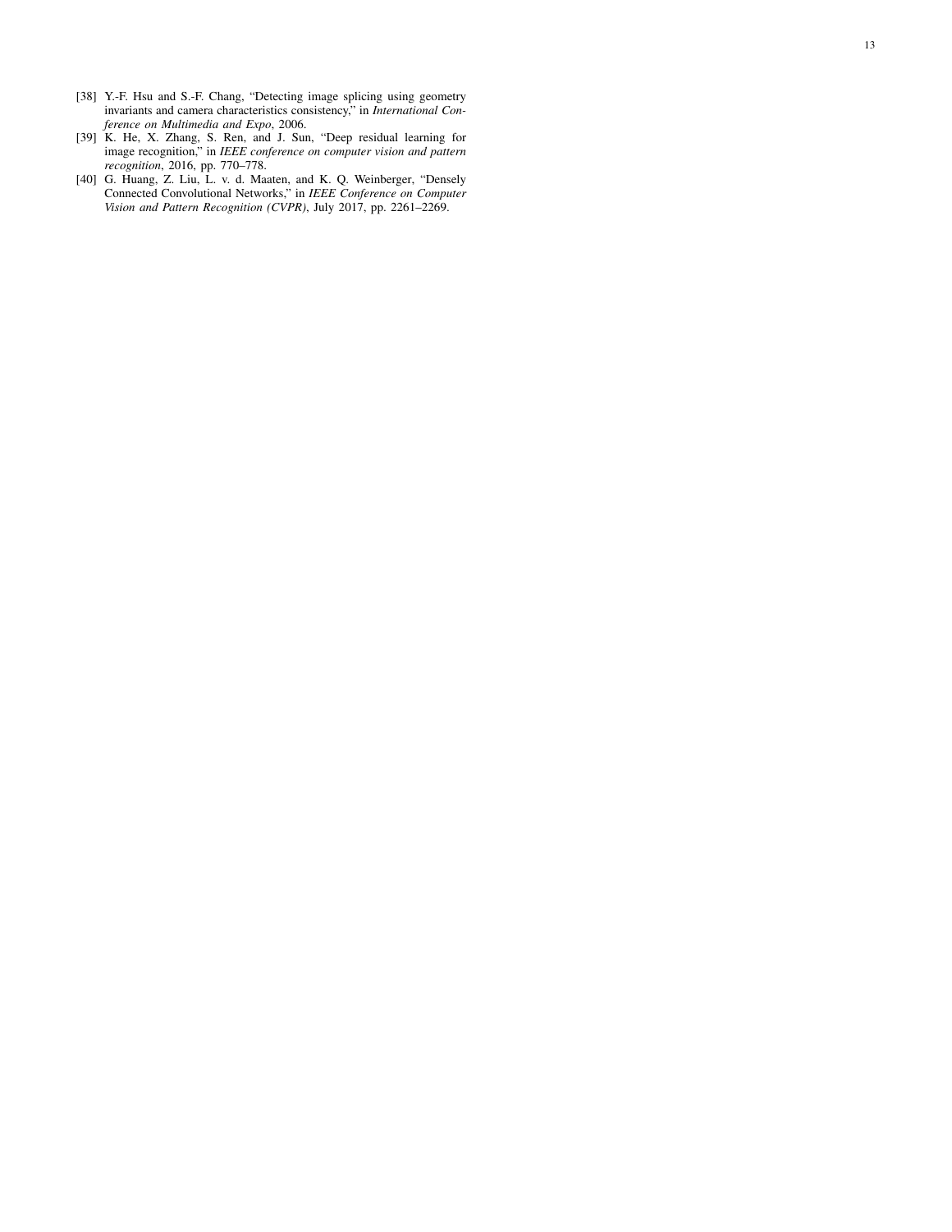[38] Y.-F. Hsu and S.-F. Chang, “Detecting image splicing using geometry invariants and camera characteristics consistency,” in *International Conference on Multimedia and Expo*, 2006.

[39] K. He, X. Zhang, S. Ren, and J. Sun, “Deep residual learning for image recognition,” in *IEEE conference on computer vision and pattern recognition*, 2016, pp. 770–778.

[40] G. Huang, Z. Liu, L. v. d. Maaten, and K. Q. Weinberger, “Densely Connected Convolutional Networks,” in *IEEE Conference on Computer Vision and Pattern Recognition (CVPR)*, July 2017, pp. 2261–2269.